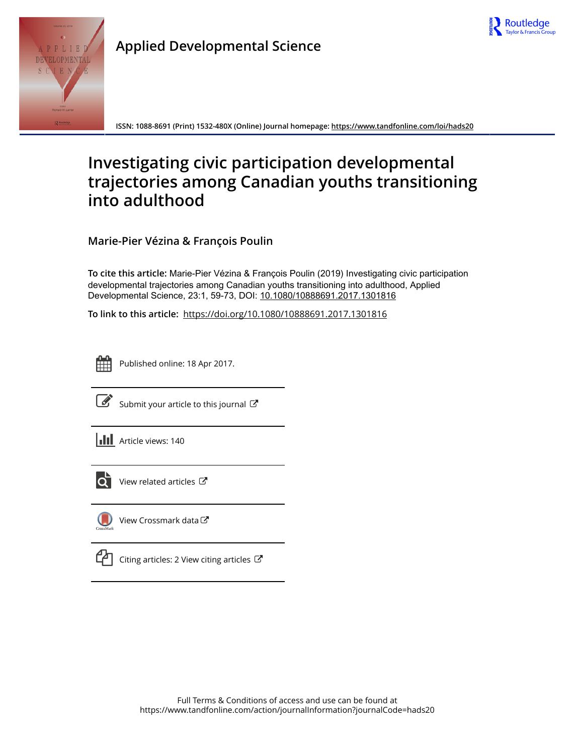**Applied Developmental Science**

ISSN: 1088-8691 (Print) 1532-480X (Online) Journal homepage: https://www.tandfonline.com/loi/hads20

# Investigating civic participation developmental trajectories among Canadian youths transitioning into adulthood

**Marie-Pier Vézina & François Poulin**

**To cite this article:** Marie-Pier Vézina & François Poulin (2019) Investigating civic participation developmental trajectories among Canadian youths transitioning into adulthood, Applied Developmental Science, 23:1, 59-73, DOI: 10.1080/10888691.2017.1301816

**To link to this article:** https://doi.org/10.1080/10888691.2017.1301816

Published online: 18 Apr 2017.

Submit your article to this journal

Article views: 140

View related articles

View Crossmark data

Citing articles: 2 View citing articles

Full Terms & Conditions of access and use can be found at
https://www.tandfonline.com/action/journalInformation?journalCode=hads20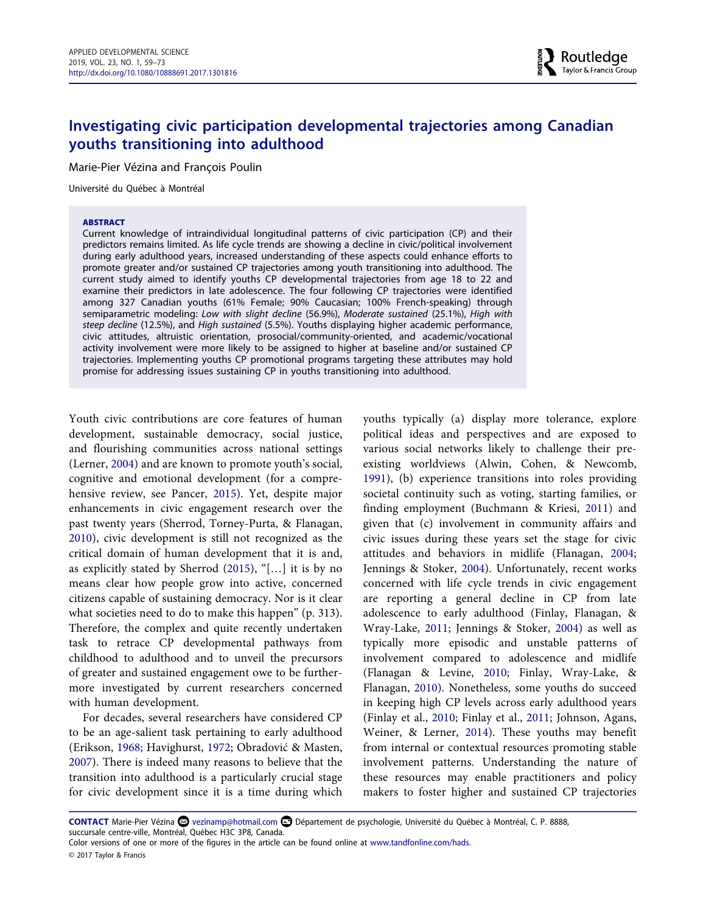# Investigating civic participation developmental trajectories among Canadian youths transitioning into adulthood

Marie-Pier Vézina and François Poulin

Université du Québec à Montréal

**ABSTRACT**

Current knowledge of intraindividual longitudinal patterns of civic participation (CP) and their predictors remains limited. As life cycle trends are showing a decline in civic/political involvement during early adulthood years, increased understanding of these aspects could enhance efforts to promote greater and/or sustained CP trajectories among youth transitioning into adulthood. The current study aimed to identify youths CP developmental trajectories from age 18 to 22 and examine their predictors in late adolescence. The four following CP trajectories were identified among 327 Canadian youths (61% Female; 90% Caucasian; 100% French-speaking) through semiparametric modeling: *Low with slight decline* (56.9%), *Moderate sustained* (25.1%), *High with steep decline* (12.5%), and *High sustained* (5.5%). Youths displaying higher academic performance, civic attitudes, altruistic orientation, prosocial/community-oriented, and academic/vocational activity involvement were more likely to be assigned to higher at baseline and/or sustained CP trajectories. Implementing youths CP promotional programs targeting these attributes may hold promise for addressing issues sustaining CP in youths transitioning into adulthood.

Youth civic contributions are core features of human development, sustainable democracy, social justice, and flourishing communities across national settings (Lerner, 2004) and are known to promote youth's social, cognitive and emotional development (for a comprehensive review, see Pancer, 2015). Yet, despite major enhancements in civic engagement research over the past twenty years (Sherrod, Torney-Purta, & Flanagan, 2010), civic development is still not recognized as the critical domain of human development that it is and, as explicitly stated by Sherrod (2015), "[…] it is by no means clear how people grow into active, concerned citizens capable of sustaining democracy. Nor is it clear what societies need to do to make this happen" (p. 313). Therefore, the complex and quite recently undertaken task to retrace CP developmental pathways from childhood to adulthood and to unveil the precursors of greater and sustained engagement owe to be furthermore investigated by current researchers concerned with human development.

For decades, several researchers have considered CP to be an age-salient task pertaining to early adulthood (Erikson, 1968; Havighurst, 1972; Obradović & Masten, 2007). There is indeed many reasons to believe that the transition into adulthood is a particularly crucial stage for civic development since it is a time during which youths typically (a) display more tolerance, explore political ideas and perspectives and are exposed to various social networks likely to challenge their pre-existing worldviews (Alwin, Cohen, & Newcomb, 1991), (b) experience transitions into roles providing societal continuity such as voting, starting families, or finding employment (Buchmann & Kriesi, 2011) and given that (c) involvement in community affairs and civic issues during these years set the stage for civic attitudes and behaviors in midlife (Flanagan, 2004; Jennings & Stoker, 2004). Unfortunately, recent works concerned with life cycle trends in civic engagement are reporting a general decline in CP from late adolescence to early adulthood (Finlay, Flanagan, & Wray-Lake, 2011; Jennings & Stoker, 2004) as well as typically more episodic and unstable patterns of involvement compared to adolescence and midlife (Flanagan & Levine, 2010; Finlay, Wray-Lake, & Flanagan, 2010). Nonetheless, some youths do succeed in keeping high CP levels across early adulthood years (Finlay et al., 2010; Finlay et al., 2011; Johnson, Agans, Weiner, & Lerner, 2014). These youths may benefit from internal or contextual resources promoting stable involvement patterns. Understanding the nature of these resources may enable practitioners and policy makers to foster higher and sustained CP trajectories

**CONTACT** Marie-Pier Vézina vezinamp@hotmail.com Département de psychologie, Université du Québec à Montréal, C. P. 8888, succursale centre-ville, Montréal, Québec H3C 3P8, Canada.

Color versions of one or more of the figures in the article can be found online at www.tandfonline.com/hads.

© 2017 Taylor & Francis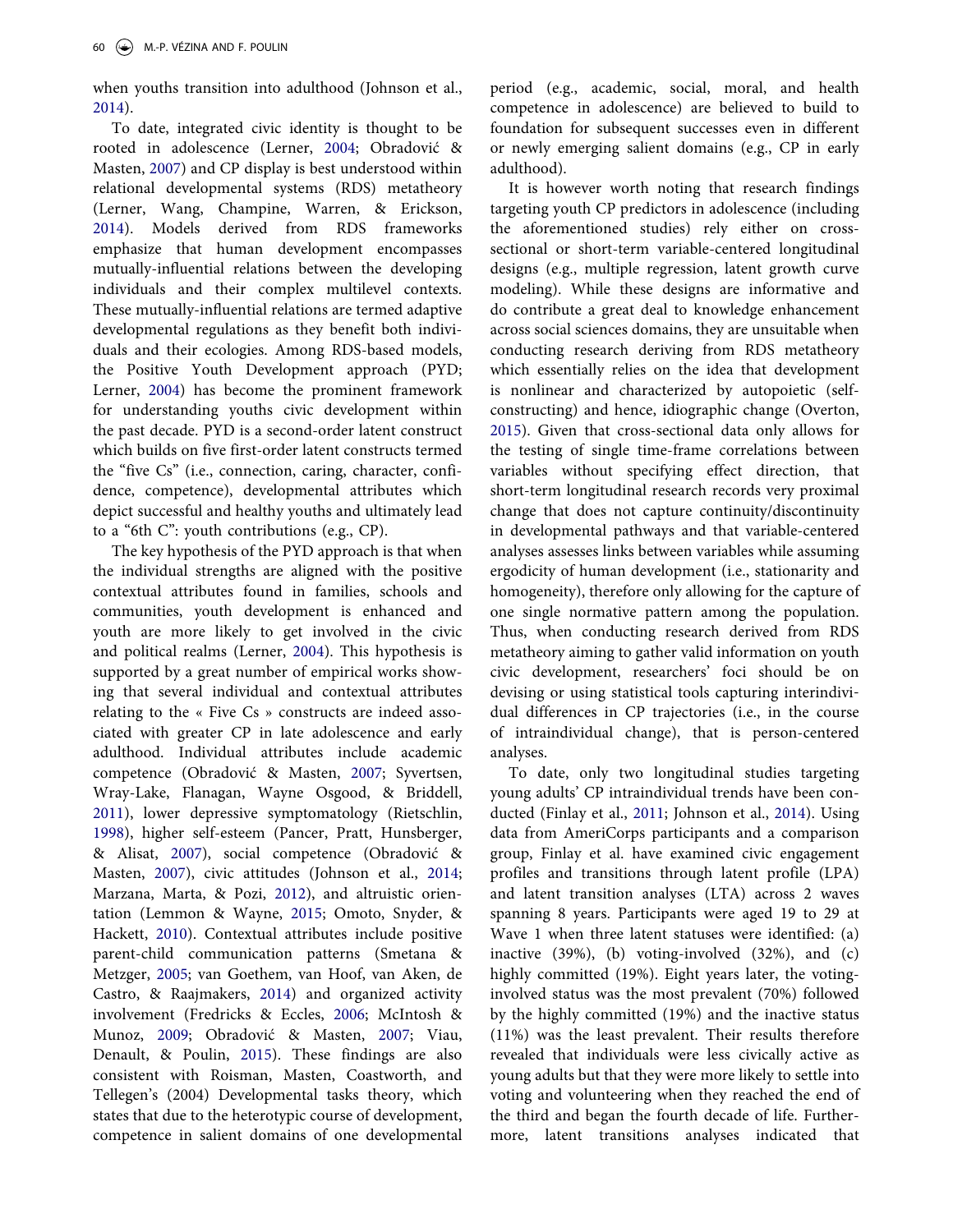when youths transition into adulthood (Johnson et al., 2014).

To date, integrated civic identity is thought to be rooted in adolescence (Lerner, 2004; Obradović & Masten, 2007) and CP display is best understood within relational developmental systems (RDS) metatheory (Lerner, Wang, Champine, Warren, & Erickson, 2014). Models derived from RDS frameworks emphasize that human development encompasses mutually-influential relations between the developing individuals and their complex multilevel contexts. These mutually-influential relations are termed adaptive developmental regulations as they benefit both individuals and their ecologies. Among RDS-based models, the Positive Youth Development approach (PYD; Lerner, 2004) has become the prominent framework for understanding youths civic development within the past decade. PYD is a second-order latent construct which builds on five first-order latent constructs termed the "five Cs" (i.e., connection, caring, character, confidence, competence), developmental attributes which depict successful and healthy youths and ultimately lead to a "6th C": youth contributions (e.g., CP).

The key hypothesis of the PYD approach is that when the individual strengths are aligned with the positive contextual attributes found in families, schools and communities, youth development is enhanced and youth are more likely to get involved in the civic and political realms (Lerner, 2004). This hypothesis is supported by a great number of empirical works showing that several individual and contextual attributes relating to the « Five Cs » constructs are indeed associated with greater CP in late adolescence and early adulthood. Individual attributes include academic competence (Obradović & Masten, 2007; Syvertsen, Wray-Lake, Flanagan, Wayne Osgood, & Briddell, 2011), lower depressive symptomatology (Rietschlin, 1998), higher self-esteem (Pancer, Pratt, Hunsberger, & Alisat, 2007), social competence (Obradović & Masten, 2007), civic attitudes (Johnson et al., 2014; Marzana, Marta, & Pozi, 2012), and altruistic orientation (Lemmon & Wayne, 2015; Omoto, Snyder, & Hackett, 2010). Contextual attributes include positive parent-child communication patterns (Smetana & Metzger, 2005; van Goethem, van Hoof, van Aken, de Castro, & Raajmakers, 2014) and organized activity involvement (Fredricks & Eccles, 2006; McIntosh & Munoz, 2009; Obradović & Masten, 2007; Viau, Denault, & Poulin, 2015). These findings are also consistent with Roisman, Masten, Coastworth, and Tellegen's (2004) Developmental tasks theory, which states that due to the heterotypic course of development, competence in salient domains of one developmental period (e.g., academic, social, moral, and health competence in adolescence) are believed to build to foundation for subsequent successes even in different or newly emerging salient domains (e.g., CP in early adulthood).

It is however worth noting that research findings targeting youth CP predictors in adolescence (including the aforementioned studies) rely either on cross-sectional or short-term variable-centered longitudinal designs (e.g., multiple regression, latent growth curve modeling). While these designs are informative and do contribute a great deal to knowledge enhancement across social sciences domains, they are unsuitable when conducting research deriving from RDS metatheory which essentially relies on the idea that development is nonlinear and characterized by autopoietic (self-constructing) and hence, idiographic change (Overton, 2015). Given that cross-sectional data only allows for the testing of single time-frame correlations between variables without specifying effect direction, that short-term longitudinal research records very proximal change that does not capture continuity/discontinuity in developmental pathways and that variable-centered analyses assesses links between variables while assuming ergodicity of human development (i.e., stationarity and homogeneity), therefore only allowing for the capture of one single normative pattern among the population. Thus, when conducting research derived from RDS metatheory aiming to gather valid information on youth civic development, researchers' foci should be on devising or using statistical tools capturing interindividual differences in CP trajectories (i.e., in the course of intraindividual change), that is person-centered analyses.

To date, only two longitudinal studies targeting young adults' CP intraindividual trends have been conducted (Finlay et al., 2011; Johnson et al., 2014). Using data from AmeriCorps participants and a comparison group, Finlay et al. have examined civic engagement profiles and transitions through latent profile (LPA) and latent transition analyses (LTA) across 2 waves spanning 8 years. Participants were aged 19 to 29 at Wave 1 when three latent statuses were identified: (a) inactive (39%), (b) voting-involved (32%), and (c) highly committed (19%). Eight years later, the voting-involved status was the most prevalent (70%) followed by the highly committed (19%) and the inactive status (11%) was the least prevalent. Their results therefore revealed that individuals were less civically active as young adults but that they were more likely to settle into voting and volunteering when they reached the end of the third and began the fourth decade of life. Furthermore, latent transitions analyses indicated that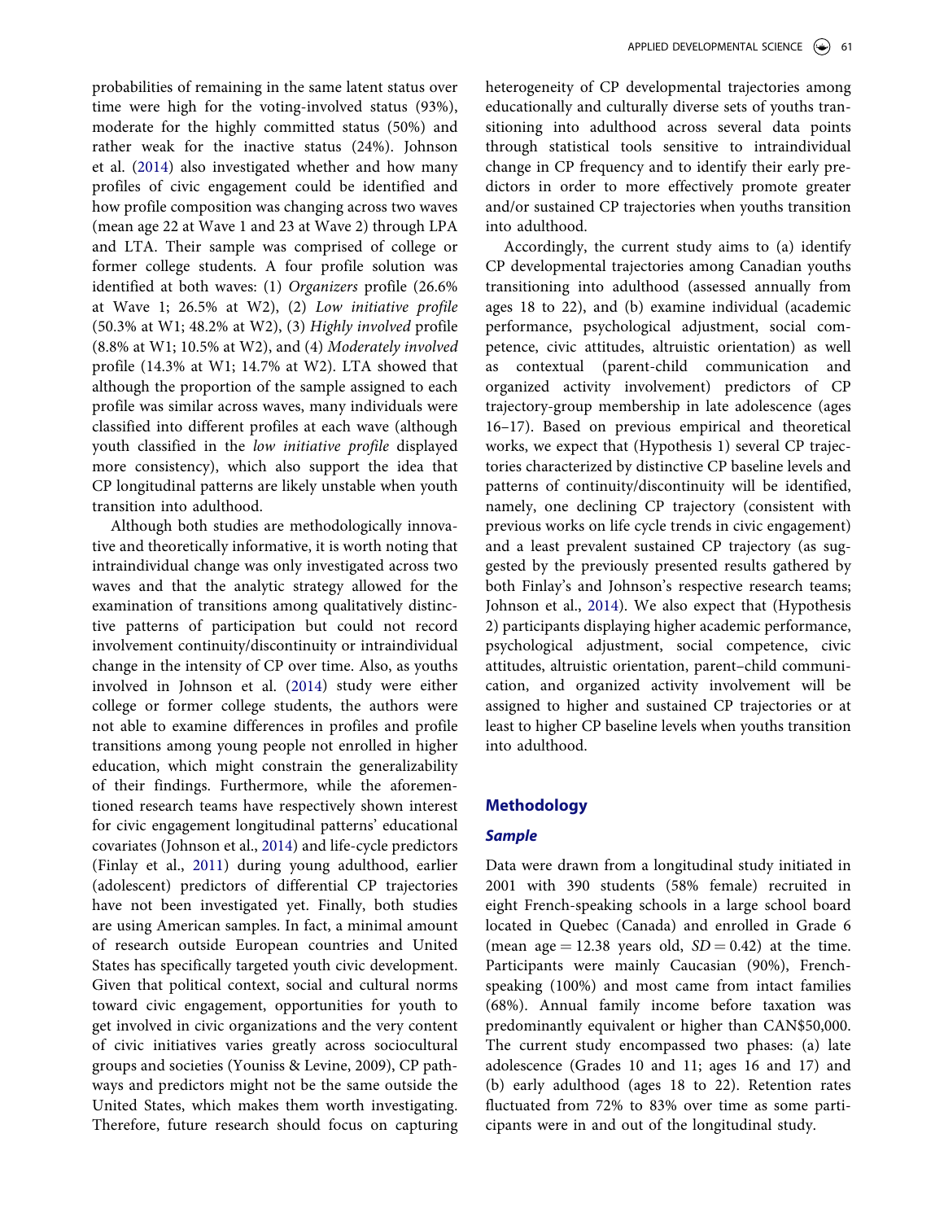probabilities of remaining in the same latent status over time were high for the voting-involved status (93%), moderate for the highly committed status (50%) and rather weak for the inactive status (24%). Johnson et al. (2014) also investigated whether and how many profiles of civic engagement could be identified and how profile composition was changing across two waves (mean age 22 at Wave 1 and 23 at Wave 2) through LPA and LTA. Their sample was comprised of college or former college students. A four profile solution was identified at both waves: (1) *Organizers* profile (26.6% at Wave 1; 26.5% at W2), (2) *Low initiative profile* (50.3% at W1; 48.2% at W2), (3) *Highly involved* profile (8.8% at W1; 10.5% at W2), and (4) *Moderately involved* profile (14.3% at W1; 14.7% at W2). LTA showed that although the proportion of the sample assigned to each profile was similar across waves, many individuals were classified into different profiles at each wave (although youth classified in the *low initiative profile* displayed more consistency), which also support the idea that CP longitudinal patterns are likely unstable when youth transition into adulthood.

Although both studies are methodologically innovative and theoretically informative, it is worth noting that intraindividual change was only investigated across two waves and that the analytic strategy allowed for the examination of transitions among qualitatively distinctive patterns of participation but could not record involvement continuity/discontinuity or intraindividual change in the intensity of CP over time. Also, as youths involved in Johnson et al. (2014) study were either college or former college students, the authors were not able to examine differences in profiles and profile transitions among young people not enrolled in higher education, which might constrain the generalizability of their findings. Furthermore, while the aforementioned research teams have respectively shown interest for civic engagement longitudinal patterns' educational covariates (Johnson et al., 2014) and life-cycle predictors (Finlay et al., 2011) during young adulthood, earlier (adolescent) predictors of differential CP trajectories have not been investigated yet. Finally, both studies are using American samples. In fact, a minimal amount of research outside European countries and United States has specifically targeted youth civic development. Given that political context, social and cultural norms toward civic engagement, opportunities for youth to get involved in civic organizations and the very content of civic initiatives varies greatly across sociocultural groups and societies (Youniss & Levine, 2009), CP pathways and predictors might not be the same outside the United States, which makes them worth investigating. Therefore, future research should focus on capturing heterogeneity of CP developmental trajectories among educationally and culturally diverse sets of youths transitioning into adulthood across several data points through statistical tools sensitive to intraindividual change in CP frequency and to identify their early predictors in order to more effectively promote greater and/or sustained CP trajectories when youths transition into adulthood.

Accordingly, the current study aims to (a) identify CP developmental trajectories among Canadian youths transitioning into adulthood (assessed annually from ages 18 to 22), and (b) examine individual (academic performance, psychological adjustment, social competence, civic attitudes, altruistic orientation) as well as contextual (parent-child communication and organized activity involvement) predictors of CP trajectory-group membership in late adolescence (ages 16–17). Based on previous empirical and theoretical works, we expect that (Hypothesis 1) several CP trajectories characterized by distinctive CP baseline levels and patterns of continuity/discontinuity will be identified, namely, one declining CP trajectory (consistent with previous works on life cycle trends in civic engagement) and a least prevalent sustained CP trajectory (as suggested by the previously presented results gathered by both Finlay's and Johnson's respective research teams; Johnson et al., 2014). We also expect that (Hypothesis 2) participants displaying higher academic performance, psychological adjustment, social competence, civic attitudes, altruistic orientation, parent–child communication, and organized activity involvement will be assigned to higher and sustained CP trajectories or at least to higher CP baseline levels when youths transition into adulthood.

## Methodology

### Sample

Data were drawn from a longitudinal study initiated in 2001 with 390 students (58% female) recruited in eight French-speaking schools in a large school board located in Quebec (Canada) and enrolled in Grade 6 (mean age = 12.38 years old, $SD = 0.42$) at the time. Participants were mainly Caucasian (90%), French-speaking (100%) and most came from intact families (68%). Annual family income before taxation was predominantly equivalent or higher than CAN$50,000. The current study encompassed two phases: (a) late adolescence (Grades 10 and 11; ages 16 and 17) and (b) early adulthood (ages 18 to 22). Retention rates fluctuated from 72% to 83% over time as some participants were in and out of the longitudinal study.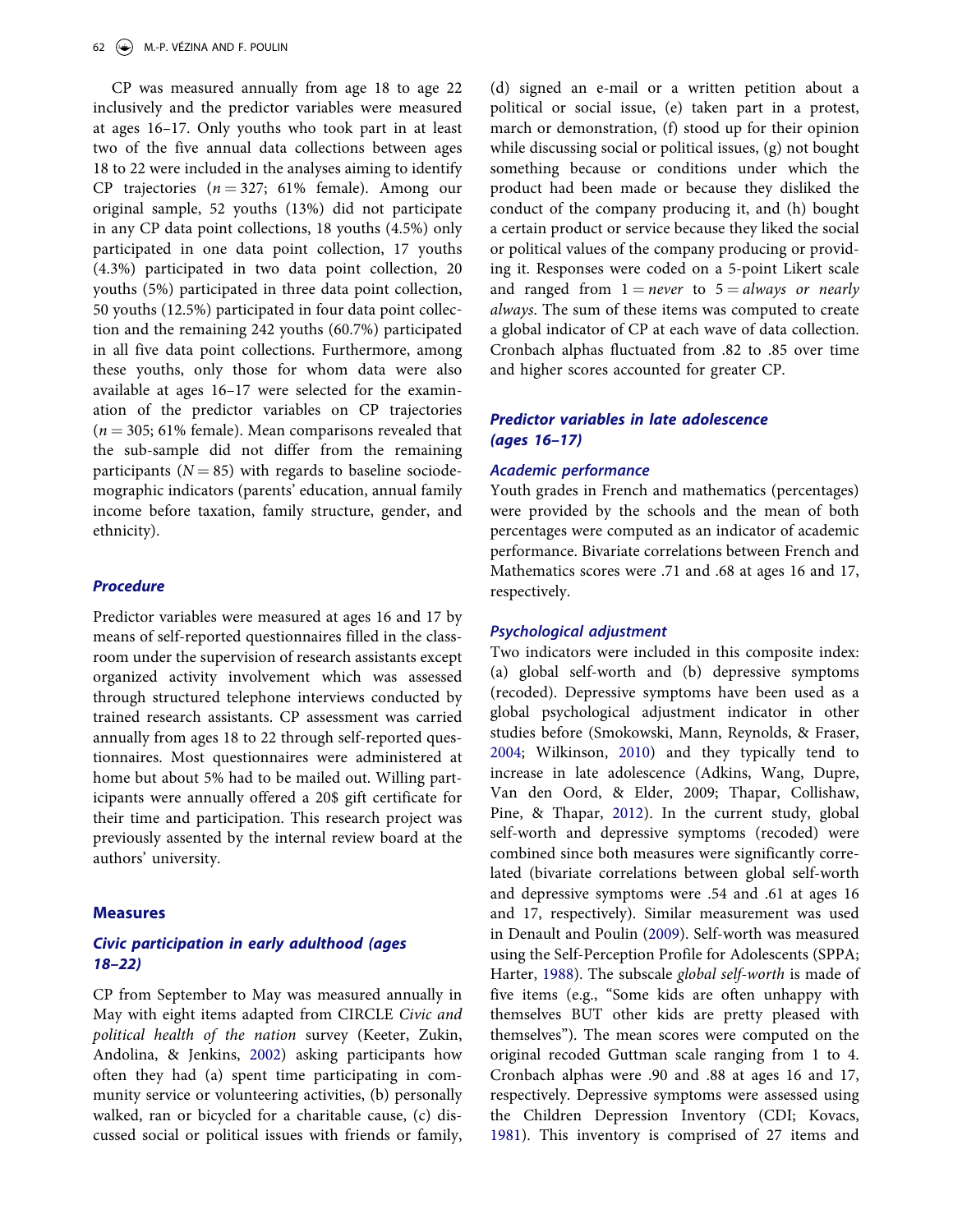CP was measured annually from age 18 to age 22 inclusively and the predictor variables were measured at ages 16–17. Only youths who took part in at least two of the five annual data collections between ages 18 to 22 were included in the analyses aiming to identify CP trajectories ($n = 327$; 61% female). Among our original sample, 52 youths (13%) did not participate in any CP data point collections, 18 youths (4.5%) only participated in one data point collection, 17 youths (4.3%) participated in two data point collection, 20 youths (5%) participated in three data point collection, 50 youths (12.5%) participated in four data point collection and the remaining 242 youths (60.7%) participated in all five data point collections. Furthermore, among these youths, only those for whom data were also available at ages 16–17 were selected for the examination of the predictor variables on CP trajectories ($n = 305$; 61% female). Mean comparisons revealed that the sub-sample did not differ from the remaining participants ($N = 85$) with regards to baseline sociodemographic indicators (parents' education, annual family income before taxation, family structure, gender, and ethnicity).

### *Procedure*

Predictor variables were measured at ages 16 and 17 by means of self-reported questionnaires filled in the classroom under the supervision of research assistants except organized activity involvement which was assessed through structured telephone interviews conducted by trained research assistants. CP assessment was carried annually from ages 18 to 22 through self-reported questionnaires. Most questionnaires were administered at home but about 5% had to be mailed out. Willing participants were annually offered a 20$ gift certificate for their time and participation. This research project was previously assented by the internal review board at the authors' university.

## Measures

### *Civic participation in early adulthood (ages 18–22)*

CP from September to May was measured annually in May with eight items adapted from CIRCLE *Civic and political health of the nation* survey (Keeter, Zukin, Andolina, & Jenkins, 2002) asking participants how often they had (a) spent time participating in community service or volunteering activities, (b) personally walked, ran or bicycled for a charitable cause, (c) discussed social or political issues with friends or family, (d) signed an e-mail or a written petition about a political or social issue, (e) taken part in a protest, march or demonstration, (f) stood up for their opinion while discussing social or political issues, (g) not bought something because or conditions under which the product had been made or because they disliked the conduct of the company producing it, and (h) bought a certain product or service because they liked the social or political values of the company producing or providing it. Responses were coded on a 5-point Likert scale and ranged from 1 = *never* to 5 = *always or nearly always*. The sum of these items was computed to create a global indicator of CP at each wave of data collection. Cronbach alphas fluctuated from .82 to .85 over time and higher scores accounted for greater CP.

### *Predictor variables in late adolescence (ages 16–17)*

#### *Academic performance*

Youth grades in French and mathematics (percentages) were provided by the schools and the mean of both percentages were computed as an indicator of academic performance. Bivariate correlations between French and Mathematics scores were .71 and .68 at ages 16 and 17, respectively.

#### *Psychological adjustment*

Two indicators were included in this composite index: (a) global self-worth and (b) depressive symptoms (recoded). Depressive symptoms have been used as a global psychological adjustment indicator in other studies before (Smokowski, Mann, Reynolds, & Fraser, 2004; Wilkinson, 2010) and they typically tend to increase in late adolescence (Adkins, Wang, Dupre, Van den Oord, & Elder, 2009; Thapar, Collishaw, Pine, & Thapar, 2012). In the current study, global self-worth and depressive symptoms (recoded) were combined since both measures were significantly correlated (bivariate correlations between global self-worth and depressive symptoms were .54 and .61 at ages 16 and 17, respectively). Similar measurement was used in Denault and Poulin (2009). Self-worth was measured using the Self-Perception Profile for Adolescents (SPPA; Harter, 1988). The subscale *global self-worth* is made of five items (e.g., "Some kids are often unhappy with themselves BUT other kids are pretty pleased with themselves"). The mean scores were computed on the original recoded Guttman scale ranging from 1 to 4. Cronbach alphas were .90 and .88 at ages 16 and 17, respectively. Depressive symptoms were assessed using the Children Depression Inventory (CDI; Kovacs, 1981). This inventory is comprised of 27 items and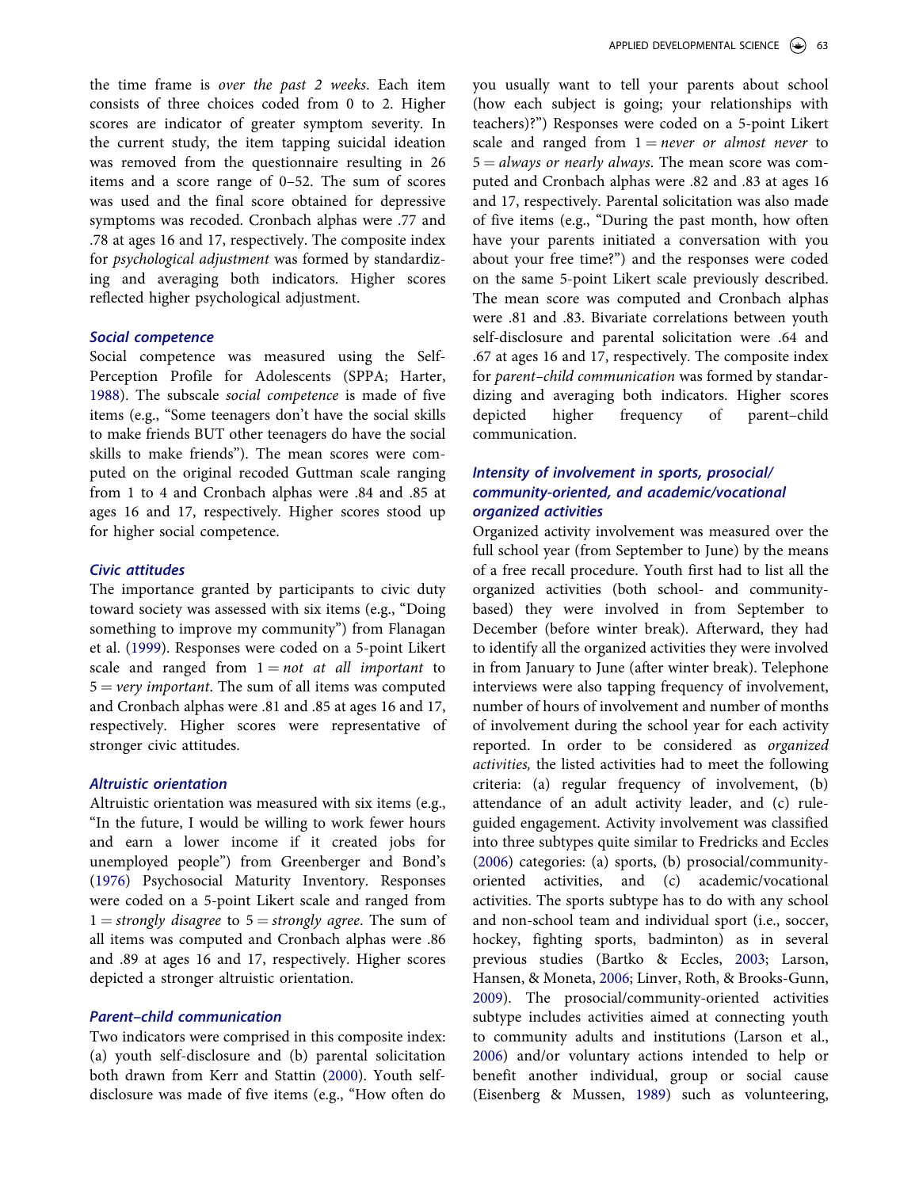the time frame is *over the past 2 weeks*. Each item consists of three choices coded from 0 to 2. Higher scores are indicator of greater symptom severity. In the current study, the item tapping suicidal ideation was removed from the questionnaire resulting in 26 items and a score range of 0–52. The sum of scores was used and the final score obtained for depressive symptoms was recoded. Cronbach alphas were .77 and .78 at ages 16 and 17, respectively. The composite index for *psychological adjustment* was formed by standardizing and averaging both indicators. Higher scores reflected higher psychological adjustment.

### Social competence

Social competence was measured using the Self-Perception Profile for Adolescents (SPPA; Harter, 1988). The subscale *social competence* is made of five items (e.g., "Some teenagers don't have the social skills to make friends BUT other teenagers do have the social skills to make friends"). The mean scores were computed on the original recoded Guttman scale ranging from 1 to 4 and Cronbach alphas were .84 and .85 at ages 16 and 17, respectively. Higher scores stood up for higher social competence.

### Civic attitudes

The importance granted by participants to civic duty toward society was assessed with six items (e.g., "Doing something to improve my community") from Flanagan et al. (1999). Responses were coded on a 5-point Likert scale and ranged from 1 = *not at all important* to 5 = *very important*. The sum of all items was computed and Cronbach alphas were .81 and .85 at ages 16 and 17, respectively. Higher scores were representative of stronger civic attitudes.

### Altruistic orientation

Altruistic orientation was measured with six items (e.g., "In the future, I would be willing to work fewer hours and earn a lower income if it created jobs for unemployed people") from Greenberger and Bond's (1976) Psychosocial Maturity Inventory. Responses were coded on a 5-point Likert scale and ranged from 1 = *strongly disagree* to 5 = *strongly agree*. The sum of all items was computed and Cronbach alphas were .86 and .89 at ages 16 and 17, respectively. Higher scores depicted a stronger altruistic orientation.

### Parent–child communication

Two indicators were comprised in this composite index: (a) youth self-disclosure and (b) parental solicitation both drawn from Kerr and Stattin (2000). Youth self-disclosure was made of five items (e.g., "How often do you usually want to tell your parents about school (how each subject is going; your relationships with teachers)?") Responses were coded on a 5-point Likert scale and ranged from 1 = *never or almost never* to 5 = *always or nearly always*. The mean score was computed and Cronbach alphas were .82 and .83 at ages 16 and 17, respectively. Parental solicitation was also made of five items (e.g., "During the past month, how often have your parents initiated a conversation with you about your free time?") and the responses were coded on the same 5-point Likert scale previously described. The mean score was computed and Cronbach alphas were .81 and .83. Bivariate correlations between youth self-disclosure and parental solicitation were .64 and .67 at ages 16 and 17, respectively. The composite index for *parent–child communication* was formed by standardizing and averaging both indicators. Higher scores depicted higher frequency of parent–child communication.

### Intensity of involvement in sports, prosocial/community-oriented, and academic/vocational organized activities

Organized activity involvement was measured over the full school year (from September to June) by the means of a free recall procedure. Youth first had to list all the organized activities (both school- and community-based) they were involved in from September to December (before winter break). Afterward, they had to identify all the organized activities they were involved in from January to June (after winter break). Telephone interviews were also tapping frequency of involvement, number of hours of involvement and number of months of involvement during the school year for each activity reported. In order to be considered as *organized activities,* the listed activities had to meet the following criteria: (a) regular frequency of involvement, (b) attendance of an adult activity leader, and (c) rule-guided engagement. Activity involvement was classified into three subtypes quite similar to Fredricks and Eccles (2006) categories: (a) sports, (b) prosocial/community-oriented activities, and (c) academic/vocational activities. The sports subtype has to do with any school and non-school team and individual sport (i.e., soccer, hockey, fighting sports, badminton) as in several previous studies (Bartko & Eccles, 2003; Larson, Hansen, & Moneta, 2006; Linver, Roth, & Brooks-Gunn, 2009). The prosocial/community-oriented activities subtype includes activities aimed at connecting youth to community adults and institutions (Larson et al., 2006) and/or voluntary actions intended to help or benefit another individual, group or social cause (Eisenberg & Mussen, 1989) such as volunteering,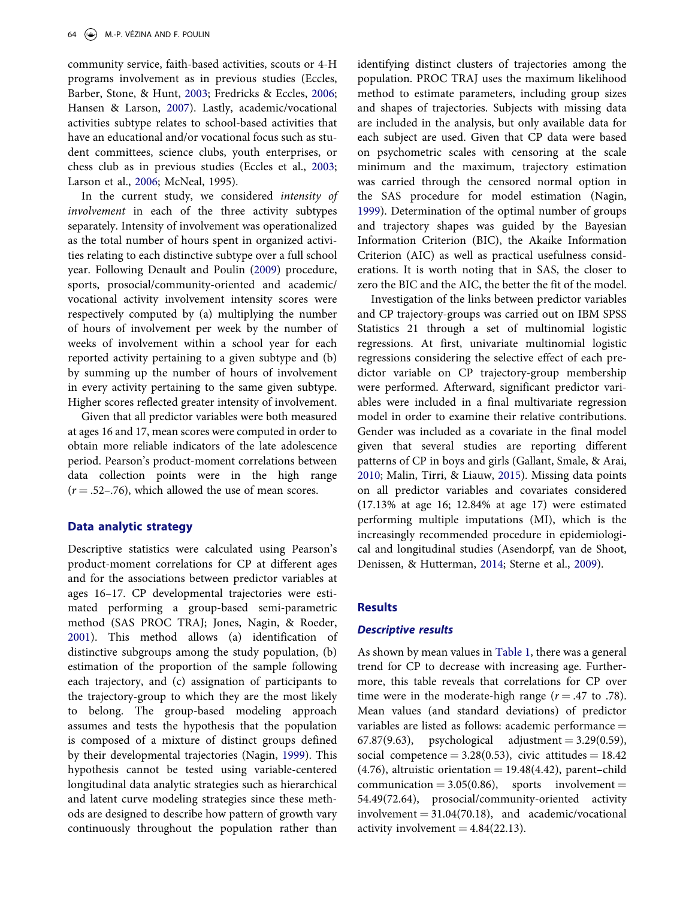community service, faith-based activities, scouts or 4-H programs involvement as in previous studies (Eccles, Barber, Stone, & Hunt, 2003; Fredricks & Eccles, 2006; Hansen & Larson, 2007). Lastly, academic/vocational activities subtype relates to school-based activities that have an educational and/or vocational focus such as student committees, science clubs, youth enterprises, or chess club as in previous studies (Eccles et al., 2003; Larson et al., 2006; McNeal, 1995).

In the current study, we considered *intensity of involvement* in each of the three activity subtypes separately. Intensity of involvement was operationalized as the total number of hours spent in organized activities relating to each distinctive subtype over a full school year. Following Denault and Poulin (2009) procedure, sports, prosocial/community-oriented and academic/vocational activity involvement intensity scores were respectively computed by (a) multiplying the number of hours of involvement per week by the number of weeks of involvement within a school year for each reported activity pertaining to a given subtype and (b) by summing up the number of hours of involvement in every activity pertaining to the same given subtype. Higher scores reflected greater intensity of involvement.

Given that all predictor variables were both measured at ages 16 and 17, mean scores were computed in order to obtain more reliable indicators of the late adolescence period. Pearson's product-moment correlations between data collection points were in the high range ($r = .52$–$.76$), which allowed the use of mean scores.

### Data analytic strategy

Descriptive statistics were calculated using Pearson's product-moment correlations for CP at different ages and for the associations between predictor variables at ages 16–17. CP developmental trajectories were estimated performing a group-based semi-parametric method (SAS PROC TRAJ; Jones, Nagin, & Roeder, 2001). This method allows (a) identification of distinctive subgroups among the study population, (b) estimation of the proportion of the sample following each trajectory, and (c) assignation of participants to the trajectory-group to which they are the most likely to belong. The group-based modeling approach assumes and tests the hypothesis that the population is composed of a mixture of distinct groups defined by their developmental trajectories (Nagin, 1999). This hypothesis cannot be tested using variable-centered longitudinal data analytic strategies such as hierarchical and latent curve modeling strategies since these methods are designed to describe how pattern of growth vary continuously throughout the population rather than identifying distinct clusters of trajectories among the population. PROC TRAJ uses the maximum likelihood method to estimate parameters, including group sizes and shapes of trajectories. Subjects with missing data are included in the analysis, but only available data for each subject are used. Given that CP data were based on psychometric scales with censoring at the scale minimum and the maximum, trajectory estimation was carried through the censored normal option in the SAS procedure for model estimation (Nagin, 1999). Determination of the optimal number of groups and trajectory shapes was guided by the Bayesian Information Criterion (BIC), the Akaike Information Criterion (AIC) as well as practical usefulness considerations. It is worth noting that in SAS, the closer to zero the BIC and the AIC, the better the fit of the model.

Investigation of the links between predictor variables and CP trajectory-groups was carried out on IBM SPSS Statistics 21 through a set of multinomial logistic regressions. At first, univariate multinomial logistic regressions considering the selective effect of each predictor variable on CP trajectory-group membership were performed. Afterward, significant predictor variables were included in a final multivariate regression model in order to examine their relative contributions. Gender was included as a covariate in the final model given that several studies are reporting different patterns of CP in boys and girls (Gallant, Smale, & Arai, 2010; Malin, Tirri, & Liauw, 2015). Missing data points on all predictor variables and covariates considered (17.13% at age 16; 12.84% at age 17) were estimated performing multiple imputations (MI), which is the increasingly recommended procedure in epidemiological and longitudinal studies (Asendorpf, van de Shoot, Denissen, & Hutterman, 2014; Sterne et al., 2009).

## Results

### Descriptive results

As shown by mean values in Table 1, there was a general trend for CP to decrease with increasing age. Furthermore, this table reveals that correlations for CP over time were in the moderate-high range ($r = .47$ to $.78$). Mean values (and standard deviations) of predictor variables are listed as follows: academic performance = 67.87(9.63), psychological adjustment = 3.29(0.59), social competence = 3.28(0.53), civic attitudes = 18.42 (4.76), altruistic orientation = 19.48(4.42), parent–child communication = 3.05(0.86), sports involvement = 54.49(72.64), prosocial/community-oriented activity involvement = 31.04(70.18), and academic/vocational activity involvement = 4.84(22.13).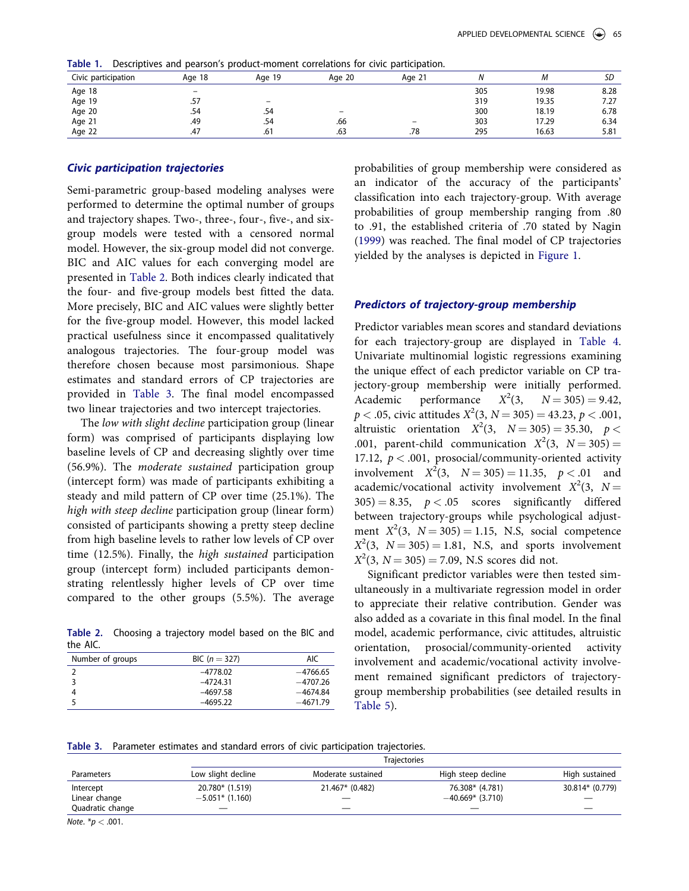**Table 1.** Descriptives and pearson's product-moment correlations for civic participation.

| Civic participation | Age 18 | Age 19 | Age 20 | Age 21 | N | M | SD |
|---|---|---|---|---|---|---|---|
| Age 18 | – | | | | 305 | 19.98 | 8.28 |
| Age 19 | .57 | – | | | 319 | 19.35 | 7.27 |
| Age 20 | .54 | .54 | – | | 300 | 18.19 | 6.78 |
| Age 21 | .49 | .54 | .66 | – | 303 | 17.29 | 6.34 |
| Age 22 | .47 | .61 | .63 | .78 | 295 | 16.63 | 5.81 |

### *Civic participation trajectories*

Semi-parametric group-based modeling analyses were performed to determine the optimal number of groups and trajectory shapes. Two-, three-, four-, five-, and six-group models were tested with a censored normal model. However, the six-group model did not converge. BIC and AIC values for each converging model are presented in Table 2. Both indices clearly indicated that the four- and five-group models best fitted the data. More precisely, BIC and AIC values were slightly better for the five-group model. However, this model lacked practical usefulness since it encompassed qualitatively analogous trajectories. The four-group model was therefore chosen because most parsimonious. Shape estimates and standard errors of CP trajectories are provided in Table 3. The final model encompassed two linear trajectories and two intercept trajectories.

The *low with slight decline* participation group (linear form) was comprised of participants displaying low baseline levels of CP and decreasing slightly over time (56.9%). The *moderate sustained* participation group (intercept form) was made of participants exhibiting a steady and mild pattern of CP over time (25.1%). The *high with steep decline* participation group (linear form) consisted of participants showing a pretty steep decline from high baseline levels to rather low levels of CP over time (12.5%). Finally, the *high sustained* participation group (intercept form) included participants demonstrating relentlessly higher levels of CP over time compared to the other groups (5.5%). The average probabilities of group membership were considered as an indicator of the accuracy of the participants' classification into each trajectory-group. With average probabilities of group membership ranging from .80 to .91, the established criteria of .70 stated by Nagin (1999) was reached. The final model of CP trajectories yielded by the analyses is depicted in Figure 1.

**Table 2.** Choosing a trajectory model based on the BIC and the AIC.

| Number of groups | BIC (n = 327) | AIC |
|---|---|---|
| 2 | −4778.02 | −4766.65 |
| 3 | −4724.31 | −4707.26 |
| 4 | −4697.58 | −4674.84 |
| 5 | −4695.22 | −4671.79 |

### *Predictors of trajectory-group membership*

Predictor variables mean scores and standard deviations for each trajectory-group are displayed in Table 4. Univariate multinomial logistic regressions examining the unique effect of each predictor variable on CP trajectory-group membership were initially performed. Academic performance $X^2(3, N = 305) = 9.42$, $p < .05$, civic attitudes $X^2(3, N = 305) = 43.23$, $p < .001$, altruistic orientation $X^2(3, N = 305) = 35.30$, $p < .001$, parent-child communication $X^2(3, N = 305) = 17.12$, $p < .001$, prosocial/community-oriented activity involvement $X^2(3, N = 305) = 11.35$, $p < .01$ and academic/vocational activity involvement $X^2(3, N = 305) = 8.35$, $p < .05$ scores significantly differed between trajectory-groups while psychological adjustment $X^2(3, N = 305) = 1.15$, N.S, social competence $X^2(3, N = 305) = 1.81$, N.S, and sports involvement $X^2(3, N = 305) = 7.09$, N.S scores did not.

Significant predictor variables were then tested simultaneously in a multivariate regression model in order to appreciate their relative contribution. Gender was also added as a covariate in this final model. In the final model, academic performance, civic attitudes, altruistic orientation, prosocial/community-oriented activity involvement and academic/vocational activity involvement remained significant predictors of trajectory-group membership probabilities (see detailed results in Table 5).

**Table 3.** Parameter estimates and standard errors of civic participation trajectories.

| | Trajectories | | | |
|---|---|---|---|---|
| Parameters | Low slight decline | Moderate sustained | High steep decline | High sustained |
| Intercept | 20.780* (1.519) | 21.467* (0.482) | 76.308* (4.781) | 30.814* (0.779) |
| Linear change | −5.051* (1.160) | — | −40.669* (3.710) | — |
| Quadratic change | — | — | — | — |

*Note*. *$p < .001$.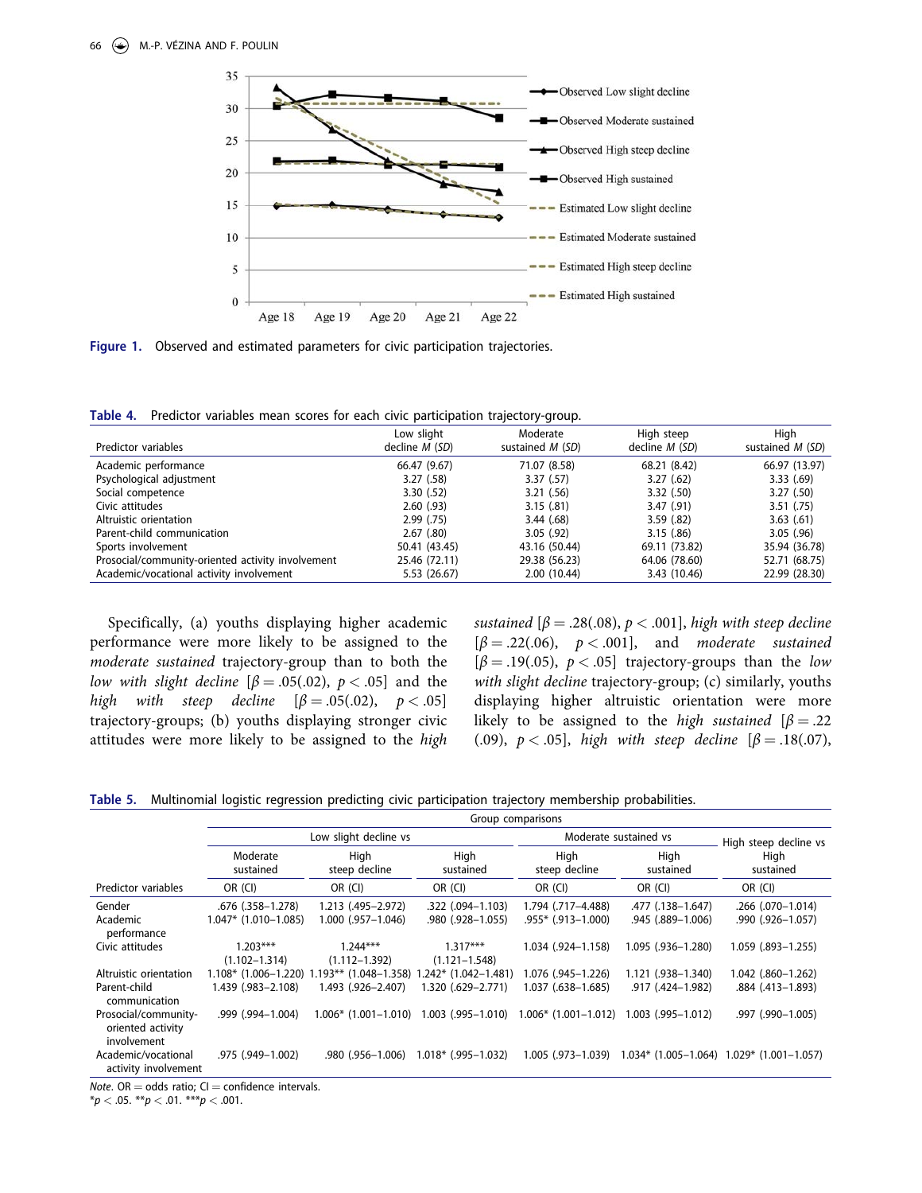Figure 1. Observed and estimated parameters for civic participation trajectories.

Table 4. Predictor variables mean scores for each civic participation trajectory-group.

| Predictor variables | Low slight decline *M* (*SD*) | Moderate sustained *M* (*SD*) | High steep decline *M* (*SD*) | High sustained *M* (*SD*) |
|---|---|---|---|---|
| Academic performance | 66.47 (9.67) | 71.07 (8.58) | 68.21 (8.42) | 66.97 (13.97) |
| Psychological adjustment | 3.27 (.58) | 3.37 (.57) | 3.27 (.62) | 3.33 (.69) |
| Social competence | 3.30 (.52) | 3.21 (.56) | 3.32 (.50) | 3.27 (.50) |
| Civic attitudes | 2.60 (.93) | 3.15 (.81) | 3.47 (.91) | 3.51 (.75) |
| Altruistic orientation | 2.99 (.75) | 3.44 (.68) | 3.59 (.82) | 3.63 (.61) |
| Parent-child communication | 2.67 (.80) | 3.05 (.92) | 3.15 (.86) | 3.05 (.96) |
| Sports involvement | 50.41 (43.45) | 43.16 (50.44) | 69.11 (73.82) | 35.94 (36.78) |
| Prosocial/community-oriented activity involvement | 25.46 (72.11) | 29.38 (56.23) | 64.06 (78.60) | 52.71 (68.75) |
| Academic/vocational activity involvement | 5.53 (26.67) | 2.00 (10.44) | 3.43 (10.46) | 22.99 (28.30) |

Specifically, (a) youths displaying higher academic performance were more likely to be assigned to the *moderate sustained* trajectory-group than to both the *low with slight decline* [$\beta = .05(.02)$, $p < .05$] and the *high with steep decline* [$\beta = .05(.02)$, $p < .05$] trajectory-groups; (b) youths displaying stronger civic attitudes were more likely to be assigned to the *high sustained* [$\beta = .28(.08)$, $p < .001$], *high with steep decline* [$\beta = .22(.06)$, $p < .001$], and *moderate sustained* [$\beta = .19(.05)$, $p < .05$] trajectory-groups than the *low with slight decline* trajectory-group; (c) similarly, youths displaying higher altruistic orientation were more likely to be assigned to the *high sustained* [$\beta = .22$ $(.09)$, $p < .05$], *high with steep decline* [$\beta = .18(.07)$,

Table 5. Multinomial logistic regression predicting civic participation trajectory membership probabilities.

| | Group comparisons | | | | | |
|---|---|---|---|---|---|---|
| | Low slight decline vs | | | Moderate sustained vs | | High steep decline vs |
| | Moderate sustained | High steep decline | High sustained | High steep decline | High sustained | High sustained |
| Predictor variables | OR (CI) | OR (CI) | OR (CI) | OR (CI) | OR (CI) | OR (CI) |
| Gender | .676 (.358–1.278) | 1.213 (.495–2.972) | .322 (.094–1.103) | 1.794 (.717–4.488) | .477 (.138–1.647) | .266 (.070–1.014) |
| Academic performance | 1.047* (1.010–1.085) | 1.000 (.957–1.046) | .980 (.928–1.055) | .955* (.913–1.000) | .945 (.889–1.006) | .990 (.926–1.057) |
| Civic attitudes | 1.203*** (1.102–1.314) | 1.244*** (1.112–1.392) | 1.317*** (1.121–1.548) | 1.034 (.924–1.158) | 1.095 (.936–1.280) | 1.059 (.893–1.255) |
| Altruistic orientation | 1.108* (1.006–1.220) | 1.193** (1.048–1.358) | 1.242* (1.042–1.481) | 1.076 (.945–1.226) | 1.121 (.938–1.340) | 1.042 (.860–1.262) |
| Parent-child communication | 1.439 (.983–2.108) | 1.493 (.926–2.407) | 1.320 (.629–2.771) | 1.037 (.638–1.685) | .917 (.424–1.982) | .884 (.413–1.893) |
| Prosocial/community-oriented activity involvement | .999 (.994–1.004) | 1.006* (1.001–1.010) | 1.003 (.995–1.010) | 1.006* (1.001–1.012) | 1.003 (.995–1.012) | .997 (.990–1.005) |
| Academic/vocational activity involvement | .975 (.949–1.002) | .980 (.956–1.006) | 1.018* (.995–1.032) | 1.005 (.973–1.039) | 1.034* (1.005–1.064) | 1.029* (1.001–1.057) |

*Note*. OR = odds ratio; CI = confidence intervals.
*$p < .05$. **$p < .01$. ***$p < .001$.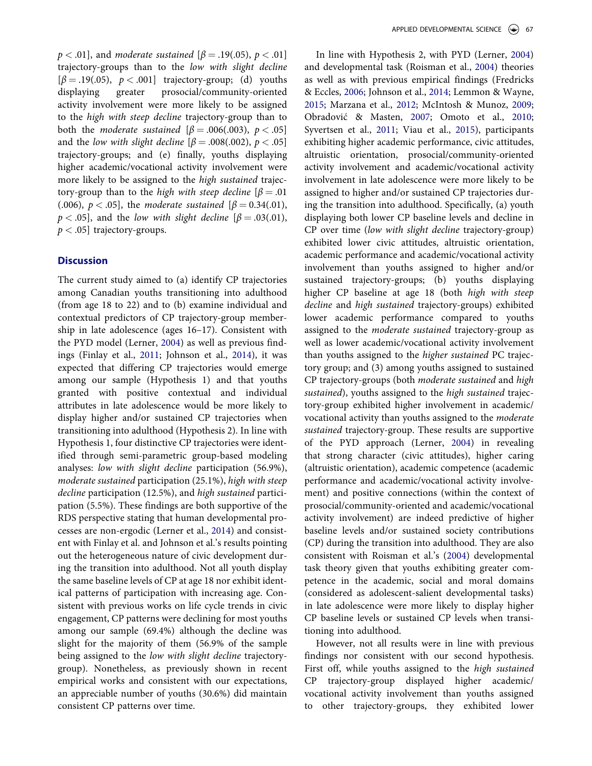$p < .01$], and *moderate sustained* [$\beta = .19(.05)$, $p < .01$] trajectory-groups than to the *low with slight decline* [$\beta = .19(.05)$, $p < .001$] trajectory-group; (d) youths displaying greater prosocial/community-oriented activity involvement were more likely to be assigned to the *high with steep decline* trajectory-group than to both the *moderate sustained* [$\beta = .006(.003)$, $p < .05$] and the *low with slight decline* [$\beta = .008(.002)$, $p < .05$] trajectory-groups; and (e) finally, youths displaying higher academic/vocational activity involvement were more likely to be assigned to the *high sustained* trajectory-group than to the *high with steep decline* [$\beta = .01$ (.006), $p < .05$], the *moderate sustained* [$\beta = 0.34(.01)$, $p < .05$], and the *low with slight decline* [$\beta = .03(.01)$, $p < .05$] trajectory-groups.

## Discussion

The current study aimed to (a) identify CP trajectories among Canadian youths transitioning into adulthood (from age 18 to 22) and to (b) examine individual and contextual predictors of CP trajectory-group membership in late adolescence (ages 16–17). Consistent with the PYD model (Lerner, 2004) as well as previous findings (Finlay et al., 2011; Johnson et al., 2014), it was expected that differing CP trajectories would emerge among our sample (Hypothesis 1) and that youths granted with positive contextual and individual attributes in late adolescence would be more likely to display higher and/or sustained CP trajectories when transitioning into adulthood (Hypothesis 2). In line with Hypothesis 1, four distinctive CP trajectories were identified through semi-parametric group-based modeling analyses: *low with slight decline* participation (56.9%), *moderate sustained* participation (25.1%), *high with steep decline* participation (12.5%), and *high sustained* participation (5.5%). These findings are both supportive of the RDS perspective stating that human developmental processes are non-ergodic (Lerner et al., 2014) and consistent with Finlay et al. and Johnson et al.'s results pointing out the heterogeneous nature of civic development during the transition into adulthood. Not all youth display the same baseline levels of CP at age 18 nor exhibit identical patterns of participation with increasing age. Consistent with previous works on life cycle trends in civic engagement, CP patterns were declining for most youths among our sample (69.4%) although the decline was slight for the majority of them (56.9% of the sample being assigned to the *low with slight decline* trajectory-group). Nonetheless, as previously shown in recent empirical works and consistent with our expectations, an appreciable number of youths (30.6%) did maintain consistent CP patterns over time.

In line with Hypothesis 2, with PYD (Lerner, 2004) and developmental task (Roisman et al., 2004) theories as well as with previous empirical findings (Fredricks & Eccles, 2006; Johnson et al., 2014; Lemmon & Wayne, 2015; Marzana et al., 2012; McIntosh & Munoz, 2009; Obradović & Masten, 2007; Omoto et al., 2010; Syvertsen et al., 2011; Viau et al., 2015), participants exhibiting higher academic performance, civic attitudes, altruistic orientation, prosocial/community-oriented activity involvement and academic/vocational activity involvement in late adolescence were more likely to be assigned to higher and/or sustained CP trajectories during the transition into adulthood. Specifically, (a) youth displaying both lower CP baseline levels and decline in CP over time (*low with slight decline* trajectory-group) exhibited lower civic attitudes, altruistic orientation, academic performance and academic/vocational activity involvement than youths assigned to higher and/or sustained trajectory-groups; (b) youths displaying higher CP baseline at age 18 (both *high with steep decline* and *high sustained* trajectory-groups) exhibited lower academic performance compared to youths assigned to the *moderate sustained* trajectory-group as well as lower academic/vocational activity involvement than youths assigned to the *higher sustained* PC trajectory group; and (3) among youths assigned to sustained CP trajectory-groups (both *moderate sustained* and *high sustained*), youths assigned to the *high sustained* trajectory-group exhibited higher involvement in academic/vocational activity than youths assigned to the *moderate sustained* trajectory-group. These results are supportive of the PYD approach (Lerner, 2004) in revealing that strong character (civic attitudes), higher caring (altruistic orientation), academic competence (academic performance and academic/vocational activity involvement) and positive connections (within the context of prosocial/community-oriented and academic/vocational activity involvement) are indeed predictive of higher baseline levels and/or sustained society contributions (CP) during the transition into adulthood. They are also consistent with Roisman et al.'s (2004) developmental task theory given that youths exhibiting greater competence in the academic, social and moral domains (considered as adolescent-salient developmental tasks) in late adolescence were more likely to display higher CP baseline levels or sustained CP levels when transitioning into adulthood.

However, not all results were in line with previous findings nor consistent with our second hypothesis. First off, while youths assigned to the *high sustained* CP trajectory-group displayed higher academic/vocational activity involvement than youths assigned to other trajectory-groups, they exhibited lower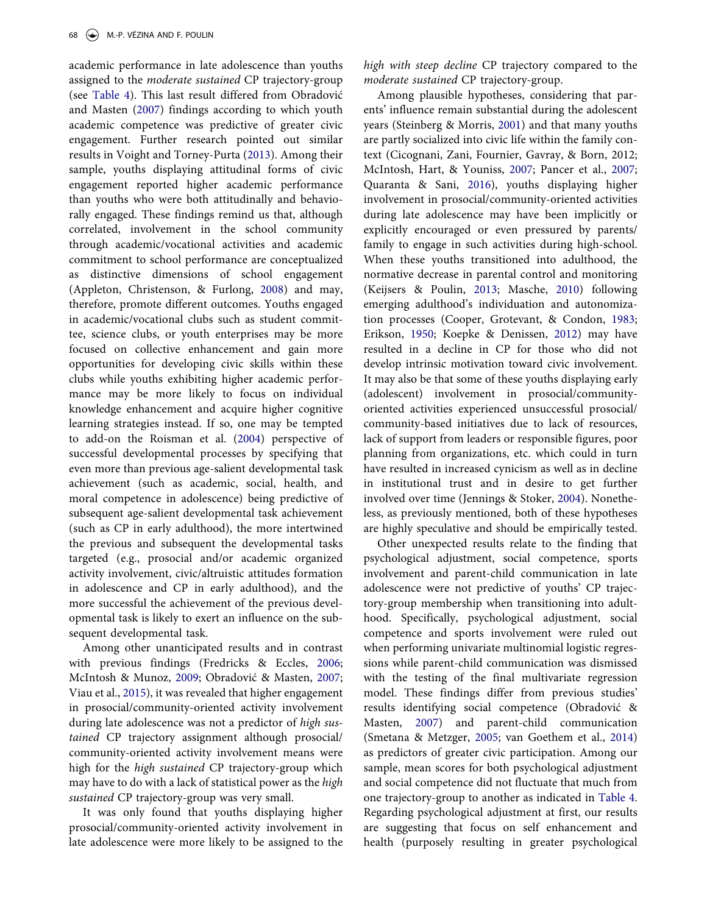academic performance in late adolescence than youths assigned to the *moderate sustained* CP trajectory-group (see Table 4). This last result differed from Obradović and Masten (2007) findings according to which youth academic competence was predictive of greater civic engagement. Further research pointed out similar results in Voight and Torney-Purta (2013). Among their sample, youths displaying attitudinal forms of civic engagement reported higher academic performance than youths who were both attitudinally and behaviorally engaged. These findings remind us that, although correlated, involvement in the school community through academic/vocational activities and academic commitment to school performance are conceptualized as distinctive dimensions of school engagement (Appleton, Christenson, & Furlong, 2008) and may, therefore, promote different outcomes. Youths engaged in academic/vocational clubs such as student committee, science clubs, or youth enterprises may be more focused on collective enhancement and gain more opportunities for developing civic skills within these clubs while youths exhibiting higher academic performance may be more likely to focus on individual knowledge enhancement and acquire higher cognitive learning strategies instead. If so, one may be tempted to add-on the Roisman et al. (2004) perspective of successful developmental processes by specifying that even more than previous age-salient developmental task achievement (such as academic, social, health, and moral competence in adolescence) being predictive of subsequent age-salient developmental task achievement (such as CP in early adulthood), the more intertwined the previous and subsequent the developmental tasks targeted (e.g., prosocial and/or academic organized activity involvement, civic/altruistic attitudes formation in adolescence and CP in early adulthood), and the more successful the achievement of the previous developmental task is likely to exert an influence on the subsequent developmental task.

Among other unanticipated results and in contrast with previous findings (Fredricks & Eccles, 2006; McIntosh & Munoz, 2009; Obradović & Masten, 2007; Viau et al., 2015), it was revealed that higher engagement in prosocial/community-oriented activity involvement during late adolescence was not a predictor of *high sustained* CP trajectory assignment although prosocial/community-oriented activity involvement means were high for the *high sustained* CP trajectory-group which may have to do with a lack of statistical power as the *high sustained* CP trajectory-group was very small.

It was only found that youths displaying higher prosocial/community-oriented activity involvement in late adolescence were more likely to be assigned to the *high with steep decline* CP trajectory compared to the *moderate sustained* CP trajectory-group.

Among plausible hypotheses, considering that parents' influence remain substantial during the adolescent years (Steinberg & Morris, 2001) and that many youths are partly socialized into civic life within the family context (Cicognani, Zani, Fournier, Gavray, & Born, 2012; McIntosh, Hart, & Youniss, 2007; Pancer et al., 2007; Quaranta & Sani, 2016), youths displaying higher involvement in prosocial/community-oriented activities during late adolescence may have been implicitly or explicitly encouraged or even pressured by parents/family to engage in such activities during high-school. When these youths transitioned into adulthood, the normative decrease in parental control and monitoring (Keijsers & Poulin, 2013; Masche, 2010) following emerging adulthood's individuation and autonomization processes (Cooper, Grotevant, & Condon, 1983; Erikson, 1950; Koepke & Denissen, 2012) may have resulted in a decline in CP for those who did not develop intrinsic motivation toward civic involvement. It may also be that some of these youths displaying early (adolescent) involvement in prosocial/community-oriented activities experienced unsuccessful prosocial/community-based initiatives due to lack of resources, lack of support from leaders or responsible figures, poor planning from organizations, etc. which could in turn have resulted in increased cynicism as well as in decline in institutional trust and in desire to get further involved over time (Jennings & Stoker, 2004). Nonetheless, as previously mentioned, both of these hypotheses are highly speculative and should be empirically tested.

Other unexpected results relate to the finding that psychological adjustment, social competence, sports involvement and parent-child communication in late adolescence were not predictive of youths' CP trajectory-group membership when transitioning into adulthood. Specifically, psychological adjustment, social competence and sports involvement were ruled out when performing univariate multinomial logistic regressions while parent-child communication was dismissed with the testing of the final multivariate regression model. These findings differ from previous studies' results identifying social competence (Obradović & Masten, 2007) and parent-child communication (Smetana & Metzger, 2005; van Goethem et al., 2014) as predictors of greater civic participation. Among our sample, mean scores for both psychological adjustment and social competence did not fluctuate that much from one trajectory-group to another as indicated in Table 4. Regarding psychological adjustment at first, our results are suggesting that focus on self enhancement and health (purposely resulting in greater psychological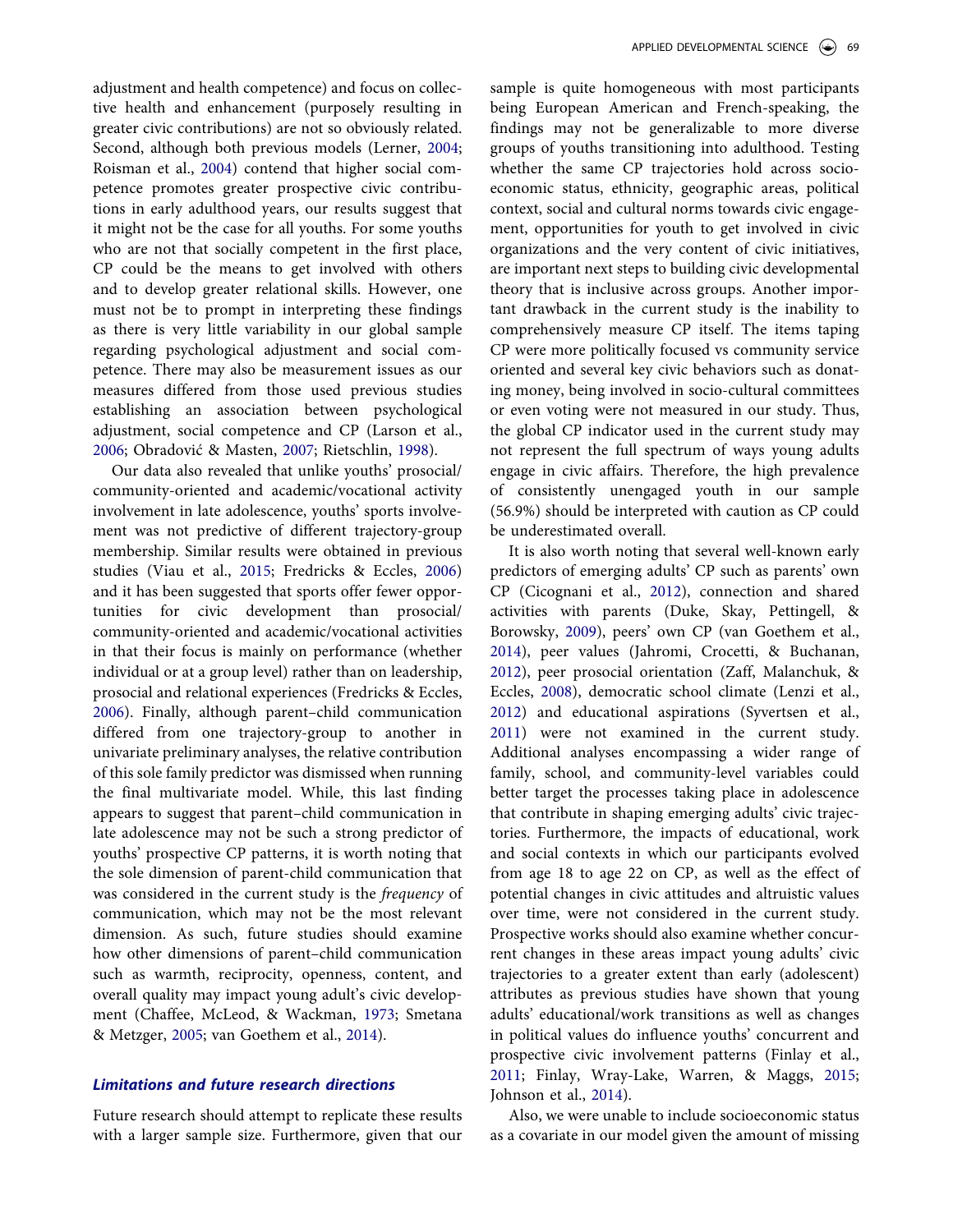adjustment and health competence) and focus on collective health and enhancement (purposely resulting in greater civic contributions) are not so obviously related. Second, although both previous models (Lerner, 2004; Roisman et al., 2004) contend that higher social competence promotes greater prospective civic contributions in early adulthood years, our results suggest that it might not be the case for all youths. For some youths who are not that socially competent in the first place, CP could be the means to get involved with others and to develop greater relational skills. However, one must not be to prompt in interpreting these findings as there is very little variability in our global sample regarding psychological adjustment and social competence. There may also be measurement issues as our measures differed from those used previous studies establishing an association between psychological adjustment, social competence and CP (Larson et al., 2006; Obradović & Masten, 2007; Rietschlin, 1998).

Our data also revealed that unlike youths' prosocial/community-oriented and academic/vocational activity involvement in late adolescence, youths' sports involvement was not predictive of different trajectory-group membership. Similar results were obtained in previous studies (Viau et al., 2015; Fredricks & Eccles, 2006) and it has been suggested that sports offer fewer opportunities for civic development than prosocial/community-oriented and academic/vocational activities in that their focus is mainly on performance (whether individual or at a group level) rather than on leadership, prosocial and relational experiences (Fredricks & Eccles, 2006). Finally, although parent–child communication differed from one trajectory-group to another in univariate preliminary analyses, the relative contribution of this sole family predictor was dismissed when running the final multivariate model. While, this last finding appears to suggest that parent–child communication in late adolescence may not be such a strong predictor of youths' prospective CP patterns, it is worth noting that the sole dimension of parent-child communication that was considered in the current study is the *frequency* of communication, which may not be the most relevant dimension. As such, future studies should examine how other dimensions of parent–child communication such as warmth, reciprocity, openness, content, and overall quality may impact young adult's civic development (Chaffee, McLeod, & Wackman, 1973; Smetana & Metzger, 2005; van Goethem et al., 2014).

## Limitations and future research directions

Future research should attempt to replicate these results with a larger sample size. Furthermore, given that our sample is quite homogeneous with most participants being European American and French-speaking, the findings may not be generalizable to more diverse groups of youths transitioning into adulthood. Testing whether the same CP trajectories hold across socioeconomic status, ethnicity, geographic areas, political context, social and cultural norms towards civic engagement, opportunities for youth to get involved in civic organizations and the very content of civic initiatives, are important next steps to building civic developmental theory that is inclusive across groups. Another important drawback in the current study is the inability to comprehensively measure CP itself. The items taping CP were more politically focused vs community service oriented and several key civic behaviors such as donating money, being involved in socio-cultural committees or even voting were not measured in our study. Thus, the global CP indicator used in the current study may not represent the full spectrum of ways young adults engage in civic affairs. Therefore, the high prevalence of consistently unengaged youth in our sample (56.9%) should be interpreted with caution as CP could be underestimated overall.

It is also worth noting that several well-known early predictors of emerging adults' CP such as parents' own CP (Cicognani et al., 2012), connection and shared activities with parents (Duke, Skay, Pettingell, & Borowsky, 2009), peers' own CP (van Goethem et al., 2014), peer values (Jahromi, Crocetti, & Buchanan, 2012), peer prosocial orientation (Zaff, Malanchuk, & Eccles, 2008), democratic school climate (Lenzi et al., 2012) and educational aspirations (Syvertsen et al., 2011) were not examined in the current study. Additional analyses encompassing a wider range of family, school, and community-level variables could better target the processes taking place in adolescence that contribute in shaping emerging adults' civic trajectories. Furthermore, the impacts of educational, work and social contexts in which our participants evolved from age 18 to age 22 on CP, as well as the effect of potential changes in civic attitudes and altruistic values over time, were not considered in the current study. Prospective works should also examine whether concurrent changes in these areas impact young adults' civic trajectories to a greater extent than early (adolescent) attributes as previous studies have shown that young adults' educational/work transitions as well as changes in political values do influence youths' concurrent and prospective civic involvement patterns (Finlay et al., 2011; Finlay, Wray-Lake, Warren, & Maggs, 2015; Johnson et al., 2014).

Also, we were unable to include socioeconomic status as a covariate in our model given the amount of missing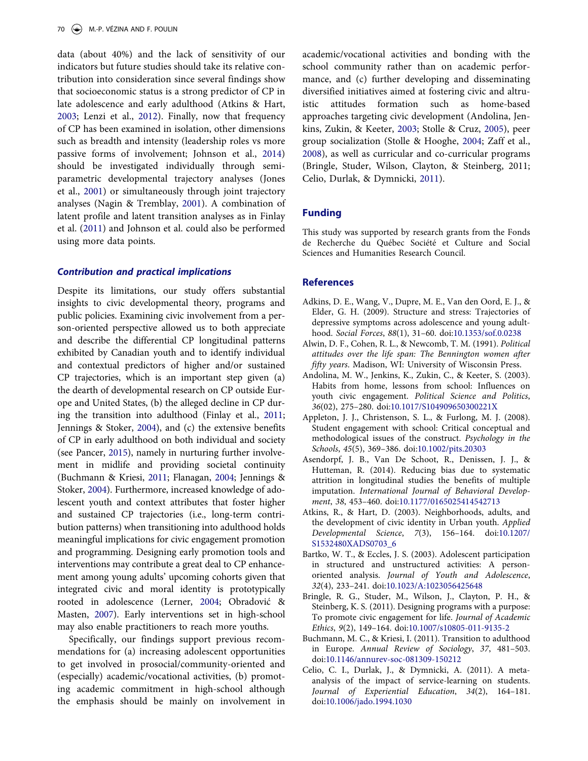data (about 40%) and the lack of sensitivity of our indicators but future studies should take its relative contribution into consideration since several findings show that socioeconomic status is a strong predictor of CP in late adolescence and early adulthood (Atkins & Hart, 2003; Lenzi et al., 2012). Finally, now that frequency of CP has been examined in isolation, other dimensions such as breadth and intensity (leadership roles vs more passive forms of involvement; Johnson et al., 2014) should be investigated individually through semi-parametric developmental trajectory analyses (Jones et al., 2001) or simultaneously through joint trajectory analyses (Nagin & Tremblay, 2001). A combination of latent profile and latent transition analyses as in Finlay et al. (2011) and Johnson et al. could also be performed using more data points.

### *Contribution and practical implications*

Despite its limitations, our study offers substantial insights to civic developmental theory, programs and public policies. Examining civic involvement from a person-oriented perspective allowed us to both appreciate and describe the differential CP longitudinal patterns exhibited by Canadian youth and to identify individual and contextual predictors of higher and/or sustained CP trajectories, which is an important step given (a) the dearth of developmental research on CP outside Europe and United States, (b) the alleged decline in CP during the transition into adulthood (Finlay et al., 2011; Jennings & Stoker, 2004), and (c) the extensive benefits of CP in early adulthood on both individual and society (see Pancer, 2015), namely in nurturing further involvement in midlife and providing societal continuity (Buchmann & Kriesi, 2011; Flanagan, 2004; Jennings & Stoker, 2004). Furthermore, increased knowledge of adolescent youth and context attributes that foster higher and sustained CP trajectories (i.e., long-term contribution patterns) when transitioning into adulthood holds meaningful implications for civic engagement promotion and programming. Designing early promotion tools and interventions may contribute a great deal to CP enhancement among young adults' upcoming cohorts given that integrated civic and moral identity is prototypically rooted in adolescence (Lerner, 2004; Obradović & Masten, 2007). Early interventions set in high-school may also enable practitioners to reach more youths.

Specifically, our findings support previous recommendations for (a) increasing adolescent opportunities to get involved in prosocial/community-oriented and (especially) academic/vocational activities, (b) promoting academic commitment in high-school although the emphasis should be mainly on involvement in academic/vocational activities and bonding with the school community rather than on academic performance, and (c) further developing and disseminating diversified initiatives aimed at fostering civic and altruistic attitudes formation such as home-based approaches targeting civic development (Andolina, Jenkins, Zukin, & Keeter, 2003; Stolle & Cruz, 2005), peer group socialization (Stolle & Hooghe, 2004; Zaff et al., 2008), as well as curricular and co-curricular programs (Bringle, Studer, Wilson, Clayton, & Steinberg, 2011; Celio, Durlak, & Dymnicki, 2011).

## Funding

This study was supported by research grants from the Fonds de Recherche du Québec Société et Culture and Social Sciences and Humanities Research Council.

## References

Adkins, D. E., Wang, V., Dupre, M. E., Van den Oord, E. J., & Elder, G. H. (2009). Structure and stress: Trajectories of depressive symptoms across adolescence and young adulthood. *Social Forces*, *88*(1), 31–60. doi:10.1353/sof.0.0238

Alwin, D. F., Cohen, R. L., & Newcomb, T. M. (1991). *Political attitudes over the life span: The Bennington women after fifty years*. Madison, WI: University of Wisconsin Press.

Andolina, M. W., Jenkins, K., Zukin, C., & Keeter, S. (2003). Habits from home, lessons from school: Influences on youth civic engagement. *Political Science and Politics*, *36*(02), 275–280. doi:10.1017/S104909650300221X

Appleton, J. J., Christenson, S. L., & Furlong, M. J. (2008). Student engagement with school: Critical conceptual and methodological issues of the construct. *Psychology in the Schools*, *45*(5), 369–386. doi:10.1002/pits.20303

Asendorpf, J. B., Van De Schoot, R., Denissen, J. J., & Hutteman, R. (2014). Reducing bias due to systematic attrition in longitudinal studies the benefits of multiple imputation. *International Journal of Behavioral Development*, *38*, 453–460. doi:10.1177/0165025414542713

Atkins, R., & Hart, D. (2003). Neighborhoods, adults, and the development of civic identity in Urban youth. *Applied Developmental Science*, *7*(3), 156–164. doi:10.1207/S1532480XADS0703_6

Bartko, W. T., & Eccles, J. S. (2003). Adolescent participation in structured and unstructured activities: A person-oriented analysis. *Journal of Youth and Adolescence*, *32*(4), 233–241. doi:10.1023/A:1023056425648

Bringle, R. G., Studer, M., Wilson, J., Clayton, P. H., & Steinberg, K. S. (2011). Designing programs with a purpose: To promote civic engagement for life. *Journal of Academic Ethics*, *9*(2), 149–164. doi:10.1007/s10805-011-9135-2

Buchmann, M. C., & Kriesi, I. (2011). Transition to adulthood in Europe. *Annual Review of Sociology*, *37*, 481–503. doi:10.1146/annurev-soc-081309-150212

Celio, C. I., Durlak, J., & Dymnicki, A. (2011). A meta-analysis of the impact of service-learning on students. *Journal of Experiential Education*, *34*(2), 164–181. doi:10.1006/jado.1994.1030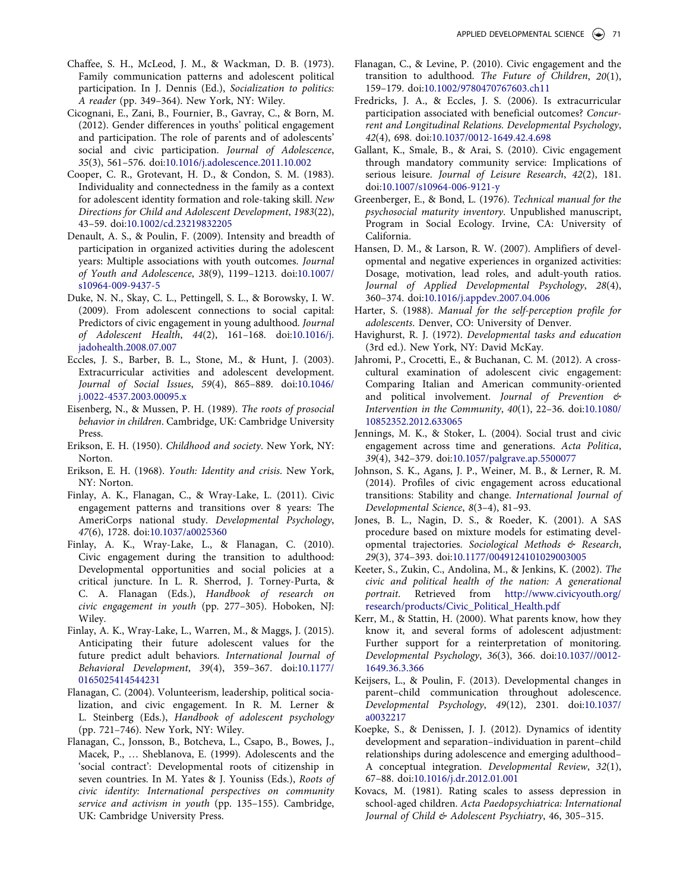Chaffee, S. H., McLeod, J. M., & Wackman, D. B. (1973). Family communication patterns and adolescent political participation. In J. Dennis (Ed.), *Socialization to politics: A reader* (pp. 349–364). New York, NY: Wiley.

Cicognani, E., Zani, B., Fournier, B., Gavray, C., & Born, M. (2012). Gender differences in youths' political engagement and participation. The role of parents and of adolescents' social and civic participation. *Journal of Adolescence*, *35*(3), 561–576. doi:10.1016/j.adolescence.2011.10.002

Cooper, C. R., Grotevant, H. D., & Condon, S. M. (1983). Individuality and connectedness in the family as a context for adolescent identity formation and role-taking skill. *New Directions for Child and Adolescent Development*, *1983*(22), 43–59. doi:10.1002/cd.23219832205

Denault, A. S., & Poulin, F. (2009). Intensity and breadth of participation in organized activities during the adolescent years: Multiple associations with youth outcomes. *Journal of Youth and Adolescence*, *38*(9), 1199–1213. doi:10.1007/s10964-009-9437-5

Duke, N. N., Skay, C. L., Pettingell, S. L., & Borowsky, I. W. (2009). From adolescent connections to social capital: Predictors of civic engagement in young adulthood. *Journal of Adolescent Health*, *44*(2), 161–168. doi:10.1016/j.jadohealth.2008.07.007

Eccles, J. S., Barber, B. L., Stone, M., & Hunt, J. (2003). Extracurricular activities and adolescent development. *Journal of Social Issues*, *59*(4), 865–889. doi:10.1046/j.0022-4537.2003.00095.x

Eisenberg, N., & Mussen, P. H. (1989). *The roots of prosocial behavior in children*. Cambridge, UK: Cambridge University Press.

Erikson, E. H. (1950). *Childhood and society*. New York, NY: Norton.

Erikson, E. H. (1968). *Youth: Identity and crisis*. New York, NY: Norton.

Finlay, A. K., Flanagan, C., & Wray-Lake, L. (2011). Civic engagement patterns and transitions over 8 years: The AmeriCorps national study. *Developmental Psychology*, *47*(6), 1728. doi:10.1037/a0025360

Finlay, A. K., Wray-Lake, L., & Flanagan, C. (2010). Civic engagement during the transition to adulthood: Developmental opportunities and social policies at a critical juncture. In L. R. Sherrod, J. Torney-Purta, & C. A. Flanagan (Eds.), *Handbook of research on civic engagement in youth* (pp. 277–305). Hoboken, NJ: Wiley.

Finlay, A. K., Wray-Lake, L., Warren, M., & Maggs, J. (2015). Anticipating their future adolescent values for the future predict adult behaviors. *International Journal of Behavioral Development*, *39*(4), 359–367. doi:10.1177/0165025414544231

Flanagan, C. (2004). Volunteerism, leadership, political socialization, and civic engagement. In R. M. Lerner & L. Steinberg (Eds.), *Handbook of adolescent psychology* (pp. 721–746). New York, NY: Wiley.

Flanagan, C., Jonsson, B., Botcheva, L., Csapo, B., Bowes, J., Macek, P., … Sheblanova, E. (1999). Adolescents and the 'social contract': Developmental roots of citizenship in seven countries. In M. Yates & J. Youniss (Eds.), *Roots of civic identity: International perspectives on community service and activism in youth* (pp. 135–155). Cambridge, UK: Cambridge University Press.

Flanagan, C., & Levine, P. (2010). Civic engagement and the transition to adulthood. *The Future of Children*, *20*(1), 159–179. doi:10.1002/9780470767603.ch11

Fredricks, J. A., & Eccles, J. S. (2006). Is extracurricular participation associated with beneficial outcomes? *Concurrent and Longitudinal Relations. Developmental Psychology*, *42*(4), 698. doi:10.1037/0012-1649.42.4.698

Gallant, K., Smale, B., & Arai, S. (2010). Civic engagement through mandatory community service: Implications of serious leisure. *Journal of Leisure Research*, *42*(2), 181. doi:10.1007/s10964-006-9121-y

Greenberger, E., & Bond, L. (1976). *Technical manual for the psychosocial maturity inventory*. Unpublished manuscript, Program in Social Ecology. Irvine, CA: University of California.

Hansen, D. M., & Larson, R. W. (2007). Amplifiers of developmental and negative experiences in organized activities: Dosage, motivation, lead roles, and adult-youth ratios. *Journal of Applied Developmental Psychology*, *28*(4), 360–374. doi:10.1016/j.appdev.2007.04.006

Harter, S. (1988). *Manual for the self-perception profile for adolescents*. Denver, CO: University of Denver.

Havighurst, R. J. (1972). *Developmental tasks and education* (3rd ed.). New York, NY: David McKay.

Jahromi, P., Crocetti, E., & Buchanan, C. M. (2012). A cross-cultural examination of adolescent civic engagement: Comparing Italian and American community-oriented and political involvement. *Journal of Prevention & Intervention in the Community*, *40*(1), 22–36. doi:10.1080/10852352.2012.633065

Jennings, M. K., & Stoker, L. (2004). Social trust and civic engagement across time and generations. *Acta Politica*, *39*(4), 342–379. doi:10.1057/palgrave.ap.5500077

Johnson, S. K., Agans, J. P., Weiner, M. B., & Lerner, R. M. (2014). Profiles of civic engagement across educational transitions: Stability and change. *International Journal of Developmental Science*, *8*(3–4), 81–93.

Jones, B. L., Nagin, D. S., & Roeder, K. (2001). A SAS procedure based on mixture models for estimating developmental trajectories. *Sociological Methods & Research*, *29*(3), 374–393. doi:10.1177/0049124101029003005

Keeter, S., Zukin, C., Andolina, M., & Jenkins, K. (2002). *The civic and political health of the nation: A generational portrait*. Retrieved from http://www.civicyouth.org/research/products/Civic_Political_Health.pdf

Kerr, M., & Stattin, H. (2000). What parents know, how they know it, and several forms of adolescent adjustment: Further support for a reinterpretation of monitoring. *Developmental Psychology*, *36*(3), 366. doi:10.1037//0012-1649.36.3.366

Keijsers, L., & Poulin, F. (2013). Developmental changes in parent–child communication throughout adolescence. *Developmental Psychology*, *49*(12), 2301. doi:10.1037/a0032217

Koepke, S., & Denissen, J. J. (2012). Dynamics of identity development and separation–individuation in parent–child relationships during adolescence and emerging adulthood–A conceptual integration. *Developmental Review*, *32*(1), 67–88. doi:10.1016/j.dr.2012.01.001

Kovacs, M. (1981). Rating scales to assess depression in school-aged children. *Acta Paedopsychiatrica: International Journal of Child & Adolescent Psychiatry*, 46, 305–315.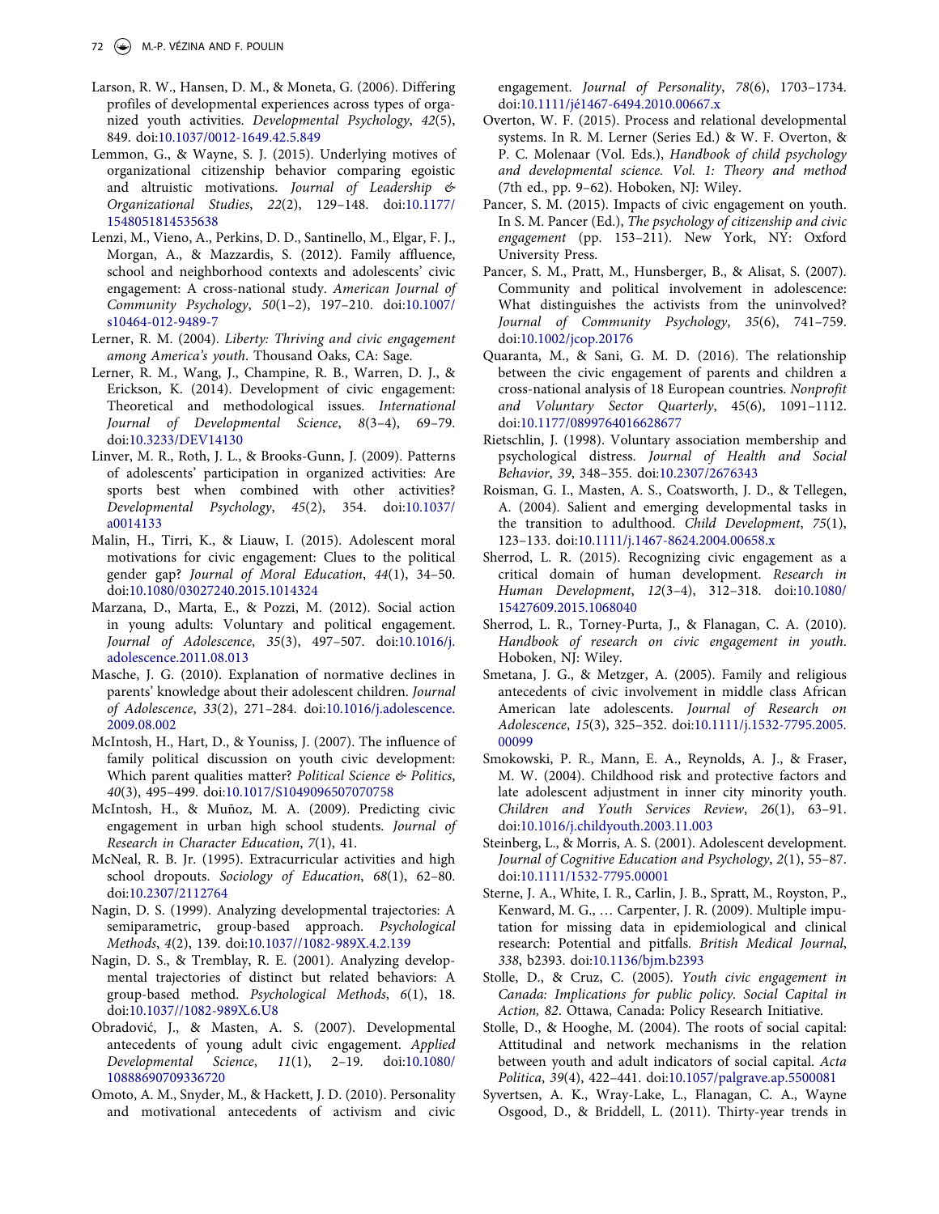Larson, R. W., Hansen, D. M., & Moneta, G. (2006). Differing profiles of developmental experiences across types of organized youth activities. *Developmental Psychology*, *42*(5), 849. doi:10.1037/0012-1649.42.5.849

Lemmon, G., & Wayne, S. J. (2015). Underlying motives of organizational citizenship behavior comparing egoistic and altruistic motivations. *Journal of Leadership & Organizational Studies*, *22*(2), 129–148. doi:10.1177/1548051814535638

Lenzi, M., Vieno, A., Perkins, D. D., Santinello, M., Elgar, F. J., Morgan, A., & Mazzardis, S. (2012). Family affluence, school and neighborhood contexts and adolescents' civic engagement: A cross-national study. *American Journal of Community Psychology*, *50*(1–2), 197–210. doi:10.1007/s10464-012-9489-7

Lerner, R. M. (2004). *Liberty: Thriving and civic engagement among America's youth*. Thousand Oaks, CA: Sage.

Lerner, R. M., Wang, J., Champine, R. B., Warren, D. J., & Erickson, K. (2014). Development of civic engagement: Theoretical and methodological issues. *International Journal of Developmental Science*, *8*(3–4), 69–79. doi:10.3233/DEV14130

Linver, M. R., Roth, J. L., & Brooks-Gunn, J. (2009). Patterns of adolescents' participation in organized activities: Are sports best when combined with other activities? *Developmental Psychology*, *45*(2), 354. doi:10.1037/a0014133

Malin, H., Tirri, K., & Liauw, I. (2015). Adolescent moral motivations for civic engagement: Clues to the political gender gap? *Journal of Moral Education*, *44*(1), 34–50. doi:10.1080/03027240.2015.1014324

Marzana, D., Marta, E., & Pozzi, M. (2012). Social action in young adults: Voluntary and political engagement. *Journal of Adolescence*, *35*(3), 497–507. doi:10.1016/j.adolescence.2011.08.013

Masche, J. G. (2010). Explanation of normative declines in parents' knowledge about their adolescent children. *Journal of Adolescence*, *33*(2), 271–284. doi:10.1016/j.adolescence.2009.08.002

McIntosh, H., Hart, D., & Youniss, J. (2007). The influence of family political discussion on youth civic development: Which parent qualities matter? *Political Science & Politics*, *40*(3), 495–499. doi:10.1017/S1049096507070758

McIntosh, H., & Muñoz, M. A. (2009). Predicting civic engagement in urban high school students. *Journal of Research in Character Education*, *7*(1), 41.

McNeal, R. B. Jr. (1995). Extracurricular activities and high school dropouts. *Sociology of Education*, *68*(1), 62–80. doi:10.2307/2112764

Nagin, D. S. (1999). Analyzing developmental trajectories: A semiparametric, group-based approach. *Psychological Methods*, *4*(2), 139. doi:10.1037//1082-989X.4.2.139

Nagin, D. S., & Tremblay, R. E. (2001). Analyzing developmental trajectories of distinct but related behaviors: A group-based method. *Psychological Methods*, *6*(1), 18. doi:10.1037//1082-989X.6.U8

Obradović, J., & Masten, A. S. (2007). Developmental antecedents of young adult civic engagement. *Applied Developmental Science*, *11*(1), 2–19. doi:10.1080/10888690709336720

Omoto, A. M., Snyder, M., & Hackett, J. D. (2010). Personality and motivational antecedents of activism and civic engagement. *Journal of Personality*, *78*(6), 1703–1734. doi:10.1111/jé1467-6494.2010.00667.x

Overton, W. F. (2015). Process and relational developmental systems. In R. M. Lerner (Series Ed.) & W. F. Overton, & P. C. Molenaar (Vol. Eds.), *Handbook of child psychology and developmental science. Vol. 1: Theory and method* (7th ed., pp. 9–62). Hoboken, NJ: Wiley.

Pancer, S. M. (2015). Impacts of civic engagement on youth. In S. M. Pancer (Ed.), *The psychology of citizenship and civic engagement* (pp. 153–211). New York, NY: Oxford University Press.

Pancer, S. M., Pratt, M., Hunsberger, B., & Alisat, S. (2007). Community and political involvement in adolescence: What distinguishes the activists from the uninvolved? *Journal of Community Psychology*, *35*(6), 741–759. doi:10.1002/jcop.20176

Quaranta, M., & Sani, G. M. D. (2016). The relationship between the civic engagement of parents and children a cross-national analysis of 18 European countries. *Nonprofit and Voluntary Sector Quarterly*, 45(6), 1091–1112. doi:10.1177/0899764016628677

Rietschlin, J. (1998). Voluntary association membership and psychological distress. *Journal of Health and Social Behavior*, *39*, 348–355. doi:10.2307/2676343

Roisman, G. I., Masten, A. S., Coatsworth, J. D., & Tellegen, A. (2004). Salient and emerging developmental tasks in the transition to adulthood. *Child Development*, *75*(1), 123–133. doi:10.1111/j.1467-8624.2004.00658.x

Sherrod, L. R. (2015). Recognizing civic engagement as a critical domain of human development. *Research in Human Development*, *12*(3–4), 312–318. doi:10.1080/15427609.2015.1068040

Sherrod, L. R., Torney-Purta, J., & Flanagan, C. A. (2010). *Handbook of research on civic engagement in youth*. Hoboken, NJ: Wiley.

Smetana, J. G., & Metzger, A. (2005). Family and religious antecedents of civic involvement in middle class African American late adolescents. *Journal of Research on Adolescence*, *15*(3), 325–352. doi:10.1111/j.1532-7795.2005.00099

Smokowski, P. R., Mann, E. A., Reynolds, A. J., & Fraser, M. W. (2004). Childhood risk and protective factors and late adolescent adjustment in inner city minority youth. *Children and Youth Services Review*, *26*(1), 63–91. doi:10.1016/j.childyouth.2003.11.003

Steinberg, L., & Morris, A. S. (2001). Adolescent development. *Journal of Cognitive Education and Psychology*, *2*(1), 55–87. doi:10.1111/1532-7795.00001

Sterne, J. A., White, I. R., Carlin, J. B., Spratt, M., Royston, P., Kenward, M. G., … Carpenter, J. R. (2009). Multiple imputation for missing data in epidemiological and clinical research: Potential and pitfalls. *British Medical Journal*, *338*, b2393. doi:10.1136/bjm.b2393

Stolle, D., & Cruz, C. (2005). *Youth civic engagement in Canada: Implications for public policy. Social Capital in Action, 82*. Ottawa, Canada: Policy Research Initiative.

Stolle, D., & Hooghe, M. (2004). The roots of social capital: Attitudinal and network mechanisms in the relation between youth and adult indicators of social capital. *Acta Politica*, *39*(4), 422–441. doi:10.1057/palgrave.ap.5500081

Syvertsen, A. K., Wray-Lake, L., Flanagan, C. A., Wayne Osgood, D., & Briddell, L. (2011). Thirty-year trends in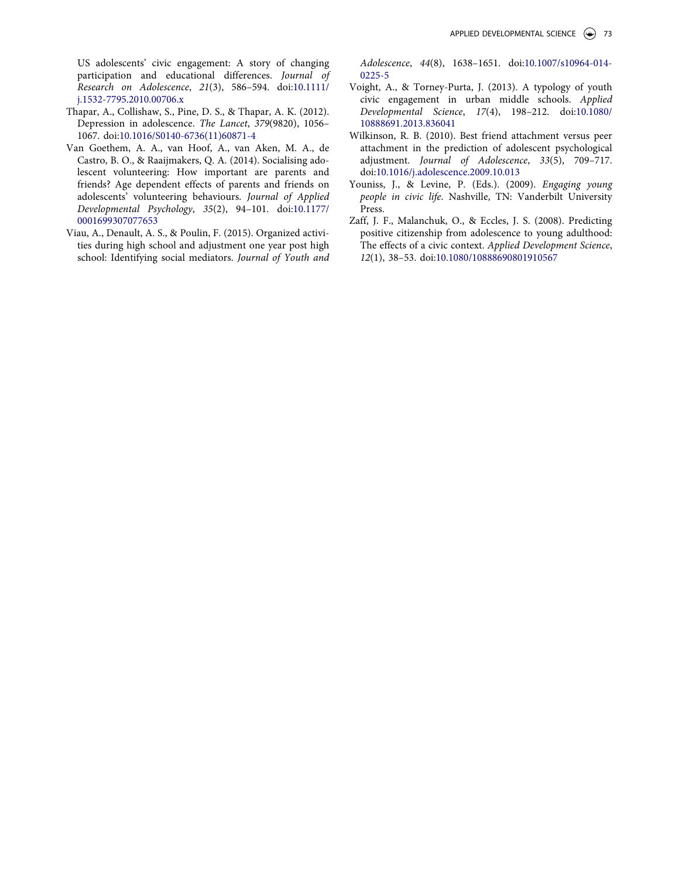US adolescents' civic engagement: A story of changing participation and educational differences. *Journal of Research on Adolescence*, *21*(3), 586–594. doi:10.1111/j.1532-7795.2010.00706.x

Thapar, A., Collishaw, S., Pine, D. S., & Thapar, A. K. (2012). Depression in adolescence. *The Lancet*, *379*(9820), 1056–1067. doi:10.1016/S0140-6736(11)60871-4

Van Goethem, A. A., van Hoof, A., van Aken, M. A., de Castro, B. O., & Raaijmakers, Q. A. (2014). Socialising adolescent volunteering: How important are parents and friends? Age dependent effects of parents and friends on adolescents' volunteering behaviours. *Journal of Applied Developmental Psychology*, *35*(2), 94–101. doi:10.1177/0001699307077653

Viau, A., Denault, A. S., & Poulin, F. (2015). Organized activities during high school and adjustment one year post high school: Identifying social mediators. *Journal of Youth and Adolescence*, *44*(8), 1638–1651. doi:10.1007/s10964-014-0225-5

Voight, A., & Torney-Purta, J. (2013). A typology of youth civic engagement in urban middle schools. *Applied Developmental Science*, *17*(4), 198–212. doi:10.1080/10888691.2013.836041

Wilkinson, R. B. (2010). Best friend attachment versus peer attachment in the prediction of adolescent psychological adjustment. *Journal of Adolescence*, *33*(5), 709–717. doi:10.1016/j.adolescence.2009.10.013

Youniss, J., & Levine, P. (Eds.). (2009). *Engaging young people in civic life*. Nashville, TN: Vanderbilt University Press.

Zaff, J. F., Malanchuk, O., & Eccles, J. S. (2008). Predicting positive citizenship from adolescence to young adulthood: The effects of a civic context. *Applied Development Science*, *12*(1), 38–53. doi:10.1080/10888690801910567